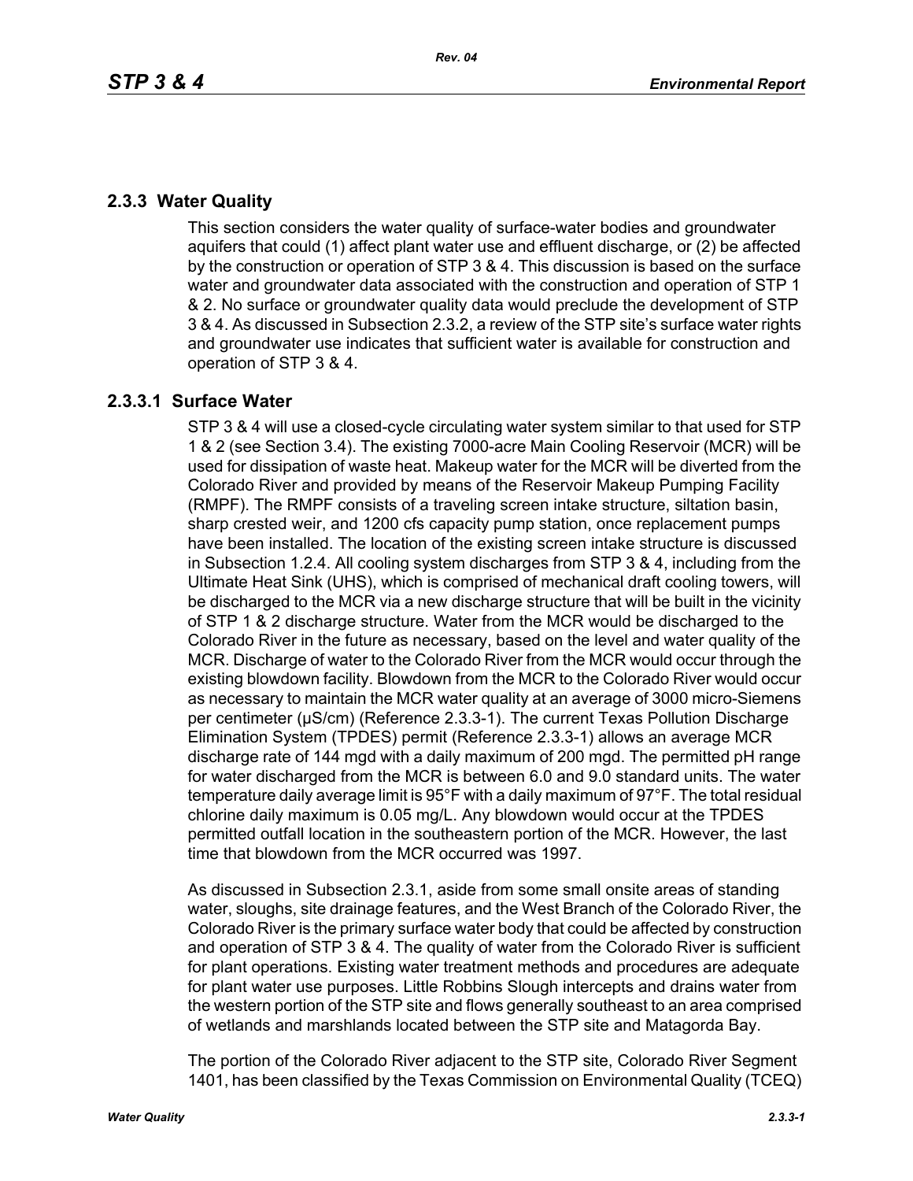## 2.3.3 Water Quality

This section considers the water quality of surface-water bodies and groundwater aquifers that could (1) affect plant water use and effluent discharge, or (2) be affected by the construction or operation of STP 3 & 4. This discussion is based on the surface water and groundwater data associated with the construction and operation of STP 1 & 2. No surface or groundwater quality data would preclude the development of STP 3 & 4. As discussed in Subsection 2.3.2, a review of the STP site's surface water rights and groundwater use indicates that sufficient water is available for construction and operation of STP 3 & 4.

### 2.3.3.1 Surface Water

STP 3 & 4 will use a closed-cycle circulating water system similar to that used for STP 1 & 2 (see Section 3.4). The existing 7000-acre Main Cooling Reservoir (MCR) will be used for dissipation of waste heat. Makeup water for the MCR will be diverted from the Colorado River and provided by means of the Reservoir Makeup Pumping Facility (RMPF). The RMPF consists of a traveling screen intake structure, siltation basin, sharp crested weir, and 1200 cfs capacity pump station, once replacement pumps have been installed. The location of the existing screen intake structure is discussed in Subsection 1.2.4. All cooling system discharges from STP 3 & 4, including from the Ultimate Heat Sink (UHS), which is comprised of mechanical draft cooling towers, will be discharged to the MCR via a new discharge structure that will be built in the vicinity of STP 1 & 2 discharge structure. Water from the MCR would be discharged to the Colorado River in the future as necessary, based on the level and water quality of the MCR. Discharge of water to the Colorado River from the MCR would occur through the existing blowdown facility. Blowdown from the MCR to the Colorado River would occur as necessary to maintain the MCR water quality at an average of 3000 micro-Siemens per centimeter (μS/cm) (Reference 2.3.3-1). The current Texas Pollution Discharge Elimination System (TPDES) permit (Reference 2.3.3-1) allows an average MCR discharge rate of 144 mgd with a daily maximum of 200 mgd. The permitted pH range for water discharged from the MCR is between 6.0 and 9.0 standard units. The water temperature daily average limit is 95°F with a daily maximum of 97°F. The total residual chlorine daily maximum is 0.05 mg/L. Any blowdown would occur at the TPDES permitted outfall location in the southeastern portion of the MCR. However, the last time that blowdown from the MCR occurred was 1997.

As discussed in Subsection 2.3.1, aside from some small onsite areas of standing water, sloughs, site drainage features, and the West Branch of the Colorado River, the Colorado River is the primary surface water body that could be affected by construction and operation of STP 3 & 4. The quality of water from the Colorado River is sufficient for plant operations. Existing water treatment methods and procedures are adequate for plant water use purposes. Little Robbins Slough intercepts and drains water from the western portion of the STP site and flows generally southeast to an area comprised of wetlands and marshlands located between the STP site and Matagorda Bay.

The portion of the Colorado River adjacent to the STP site, Colorado River Segment 1401, has been classified by the Texas Commission on Environmental Quality (TCEQ)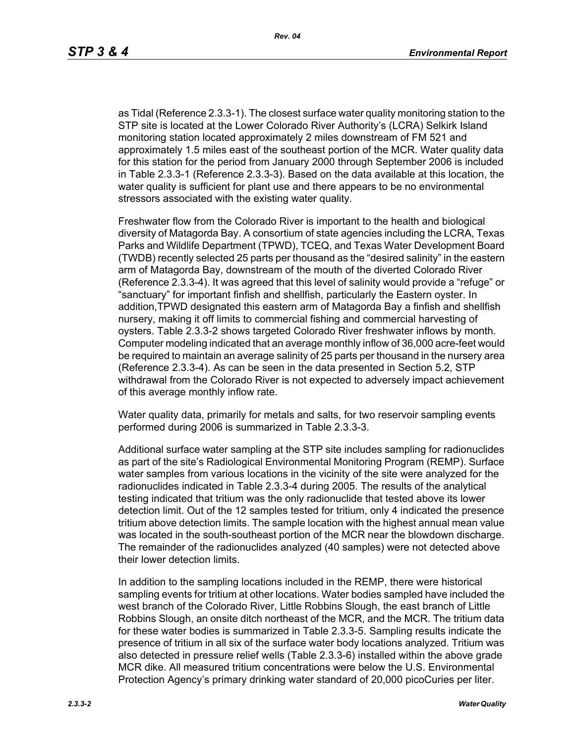as Tidal (Reference 2.3.3-1). The closest surface water quality monitoring station to the STP site is located at the Lower Colorado River Authority's (LCRA) Selkirk Island monitoring station located approximately 2 miles downstream of FM 521 and approximately 1.5 miles east of the southeast portion of the MCR. Water quality data for this station for the period from January 2000 through September 2006 is included in Table 2.3.3-1 (Reference 2.3.3-3). Based on the data available at this location, the water quality is sufficient for plant use and there appears to be no environmental stressors associated with the existing water quality.

Freshwater flow from the Colorado River is important to the health and biological diversity of Matagorda Bay. A consortium of state agencies including the LCRA, Texas Parks and Wildlife Department (TPWD), TCEQ, and Texas Water Development Board (TWDB) recently selected 25 parts per thousand as the "desired salinity" in the eastern arm of Matagorda Bay, downstream of the mouth of the diverted Colorado River (Reference 2.3.3-4). It was agreed that this level of salinity would provide a "refuge" or "sanctuary" for important finfish and shellfish, particularly the Eastern oyster. In addition,TPWD designated this eastern arm of Matagorda Bay a finfish and shellfish nursery, making it off limits to commercial fishing and commercial harvesting of oysters. Table 2.3.3-2 shows targeted Colorado River freshwater inflows by month. Computer modeling indicated that an average monthly inflow of 36,000 acre-feet would be required to maintain an average salinity of 25 parts per thousand in the nursery area (Reference 2.3.3-4). As can be seen in the data presented in Section 5.2, STP withdrawal from the Colorado River is not expected to adversely impact achievement of this average monthly inflow rate.

Water quality data, primarily for metals and salts, for two reservoir sampling events performed during 2006 is summarized in Table 2.3.3-3.

Additional surface water sampling at the STP site includes sampling for radionuclides as part of the site's Radiological Environmental Monitoring Program (REMP). Surface water samples from various locations in the vicinity of the site were analyzed for the radionuclides indicated in Table 2.3.3-4 during 2005. The results of the analytical testing indicated that tritium was the only radionuclide that tested above its lower detection limit. Out of the 12 samples tested for tritium, only 4 indicated the presence tritium above detection limits. The sample location with the highest annual mean value was located in the south-southeast portion of the MCR near the blowdown discharge. The remainder of the radionuclides analyzed (40 samples) were not detected above their lower detection limits.

In addition to the sampling locations included in the REMP, there were historical sampling events for tritium at other locations. Water bodies sampled have included the west branch of the Colorado River, Little Robbins Slough, the east branch of Little Robbins Slough, an onsite ditch northeast of the MCR, and the MCR. The tritium data for these water bodies is summarized in Table 2.3.3-5. Sampling results indicate the presence of tritium in all six of the surface water body locations analyzed. Tritium was also detected in pressure relief wells (Table 2.3.3-6) installed within the above grade MCR dike. All measured tritium concentrations were below the U.S. Environmental Protection Agency's primary drinking water standard of 20,000 picoCuries per liter.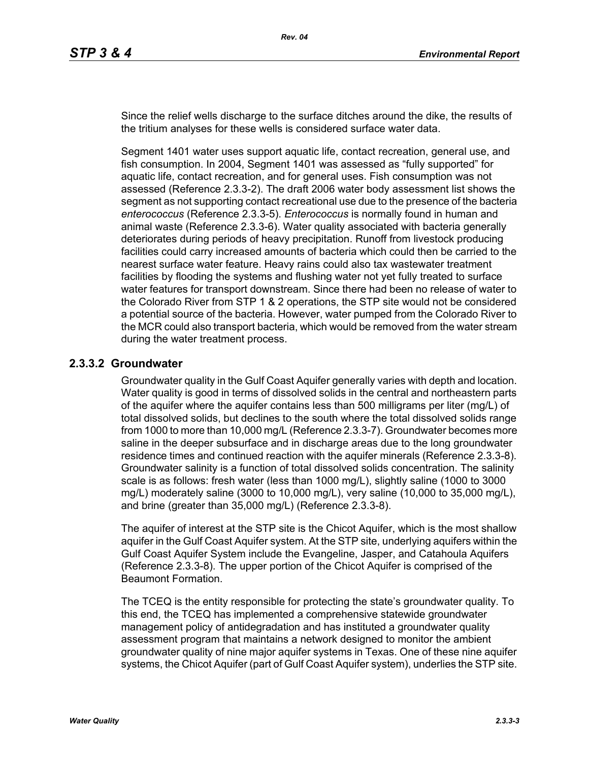Since the relief wells discharge to the surface ditches around the dike, the results of the tritium analyses for these wells is considered surface water data.

Segment 1401 water uses support aquatic life, contact recreation, general use, and fish consumption. In 2004, Segment 1401 was assessed as "fully supported" for aquatic life, contact recreation, and for general uses. Fish consumption was not assessed (Reference 2.3.3-2). The draft 2006 water body assessment list shows the segment as not supporting contact recreational use due to the presence of the bacteria *enterococcus* (Reference 2.3.3-5). *Enterococcus* is normally found in human and animal waste (Reference 2.3.3-6). Water quality associated with bacteria generally deteriorates during periods of heavy precipitation. Runoff from livestock producing facilities could carry increased amounts of bacteria which could then be carried to the nearest surface water feature. Heavy rains could also tax wastewater treatment facilities by flooding the systems and flushing water not yet fully treated to surface water features for transport downstream. Since there had been no release of water to the Colorado River from STP 1 & 2 operations, the STP site would not be considered a potential source of the bacteria. However, water pumped from the Colorado River to the MCR could also transport bacteria, which would be removed from the water stream during the water treatment process.

### 2.3.3.2 Groundwater

Groundwater quality in the Gulf Coast Aquifer generally varies with depth and location. Water quality is good in terms of dissolved solids in the central and northeastern parts of the aquifer where the aquifer contains less than 500 milligrams per liter (mg/L) of total dissolved solids, but declines to the south where the total dissolved solids range from 1000 to more than 10,000 mg/L (Reference 2.3.3-7). Groundwater becomes more saline in the deeper subsurface and in discharge areas due to the long groundwater residence times and continued reaction with the aquifer minerals (Reference 2.3.3-8). Groundwater salinity is a function of total dissolved solids concentration. The salinity scale is as follows: fresh water (less than 1000 mg/L), slightly saline (1000 to 3000 mg/L) moderately saline (3000 to 10,000 mg/L), very saline (10,000 to 35,000 mg/L), and brine (greater than 35,000 mg/L) (Reference 2.3.3-8).

The aquifer of interest at the STP site is the Chicot Aquifer, which is the most shallow aquifer in the Gulf Coast Aquifer system. At the STP site, underlying aquifers within the Gulf Coast Aquifer System include the Evangeline, Jasper, and Catahoula Aquifers (Reference 2.3.3-8). The upper portion of the Chicot Aquifer is comprised of the Beaumont Formation.

The TCEQ is the entity responsible for protecting the state's groundwater quality. To this end, the TCEQ has implemented a comprehensive statewide groundwater management policy of antidegradation and has instituted a groundwater quality assessment program that maintains a network designed to monitor the ambient groundwater quality of nine major aquifer systems in Texas. One of these nine aquifer systems, the Chicot Aquifer (part of Gulf Coast Aquifer system), underlies the STP site.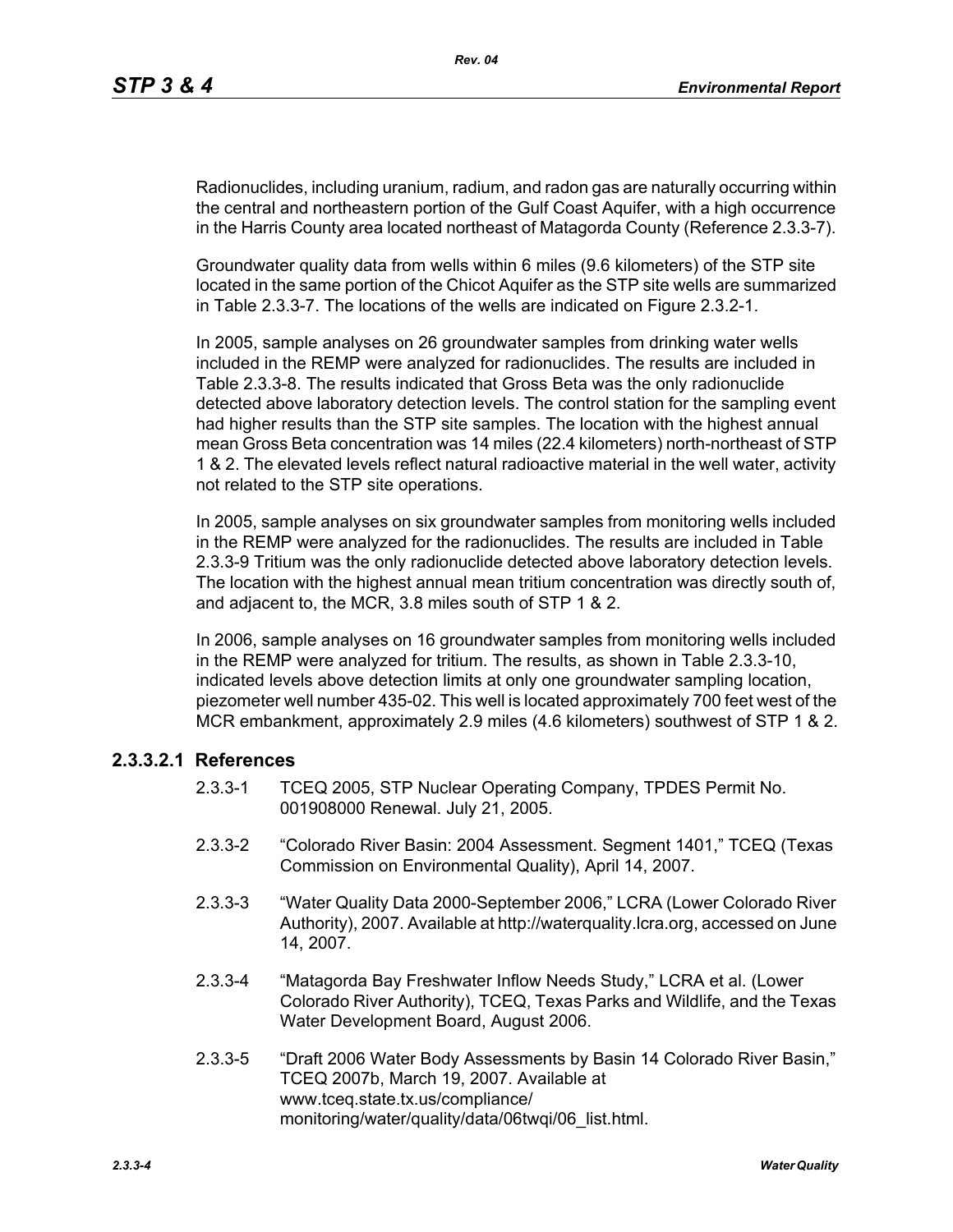Radionuclides, including uranium, radium, and radon gas are naturally occurring within the central and northeastern portion of the Gulf Coast Aquifer, with a high occurrence in the Harris County area located northeast of Matagorda County (Reference 2.3.3-7).

Groundwater quality data from wells within 6 miles (9.6 kilometers) of the STP site located in the same portion of the Chicot Aquifer as the STP site wells are summarized in Table 2.3.3-7. The locations of the wells are indicated on Figure 2.3.2-1.

In 2005, sample analyses on 26 groundwater samples from drinking water wells included in the REMP were analyzed for radionuclides. The results are included in Table 2.3.3-8. The results indicated that Gross Beta was the only radionuclide detected above laboratory detection levels. The control station for the sampling event had higher results than the STP site samples. The location with the highest annual mean Gross Beta concentration was 14 miles (22.4 kilometers) north-northeast of STP 1 & 2. The elevated levels reflect natural radioactive material in the well water, activity not related to the STP site operations.

In 2005, sample analyses on six groundwater samples from monitoring wells included in the REMP were analyzed for the radionuclides. The results are included in Table 2.3.3-9 Tritium was the only radionuclide detected above laboratory detection levels. The location with the highest annual mean tritium concentration was directly south of, and adjacent to, the MCR, 3.8 miles south of STP 1 & 2.

In 2006, sample analyses on 16 groundwater samples from monitoring wells included in the REMP were analyzed for tritium. The results, as shown in Table 2.3.3-10, indicated levels above detection limits at only one groundwater sampling location, piezometer well number 435-02. This well is located approximately 700 feet west of the MCR embankment, approximately 2.9 miles (4.6 kilometers) southwest of STP 1 & 2.

### 2.3.3.2.1 References

2.3.3-1 TCEQ 2005, STP Nuclear Operating Company, TPDES Permit No. 001908000 Renewal. July 21, 2005.

2.3.3-2 "Colorado River Basin: 2004 Assessment. Segment 1401," TCEQ (Texas Commission on Environmental Quality), April 14, 2007.

2.3.3-3 "Water Quality Data 2000-September 2006," LCRA (Lower Colorado River Authority), 2007. Available at http://waterquality.lcra.org, accessed on June 14, 2007.

2.3.3-4 "Matagorda Bay Freshwater Inflow Needs Study," LCRA et al. (Lower Colorado River Authority), TCEQ, Texas Parks and Wildlife, and the Texas Water Development Board, August 2006.

2.3.3-5 "Draft 2006 Water Body Assessments by Basin 14 Colorado River Basin," TCEQ 2007b, March 19, 2007. Available at www.tceq.state.tx.us/compliance/monitoring/water/quality/data/06twqi/06_list.html.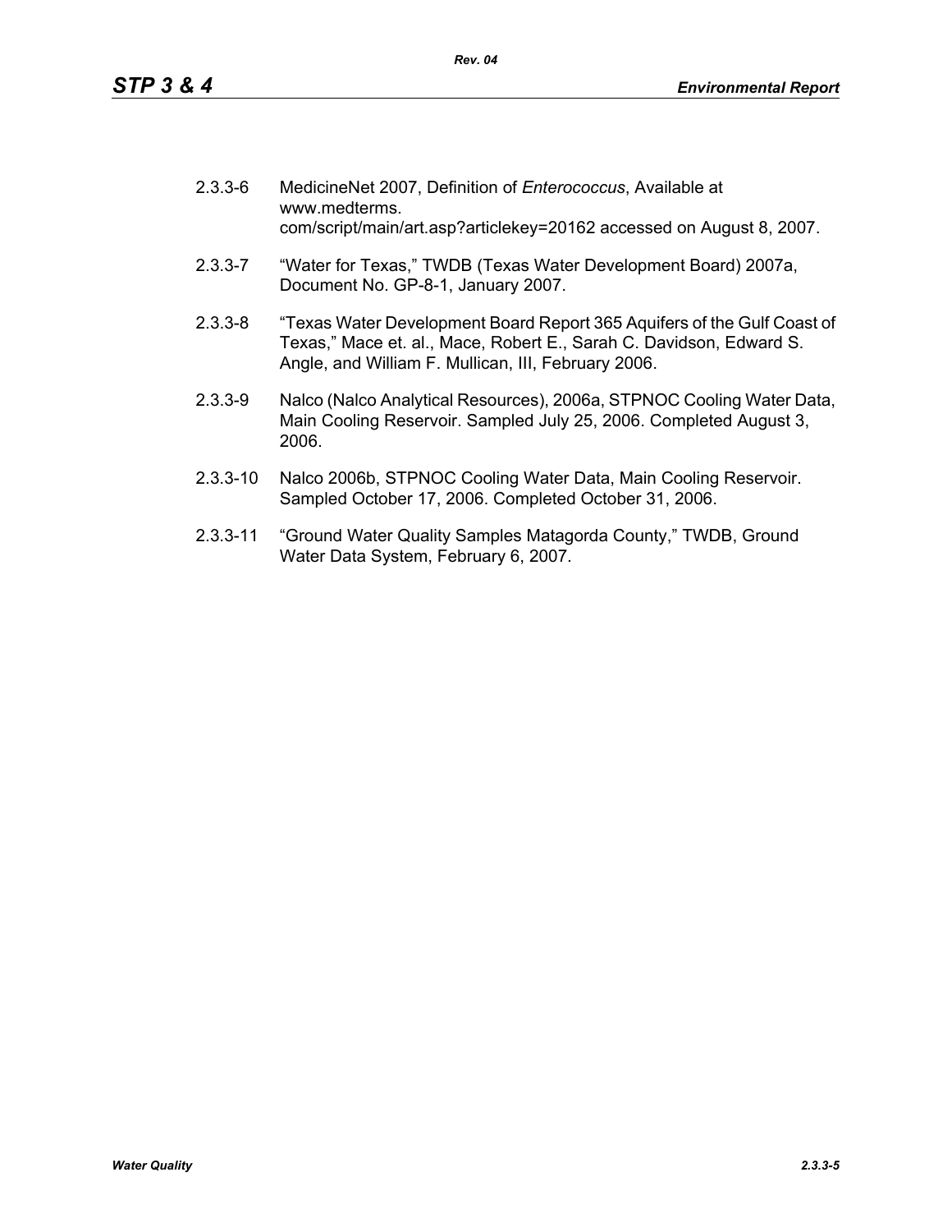2.3.3-6 MedicineNet 2007, Definition of *Enterococcus*, Available at www.medterms. com/script/main/art.asp?articlekey=20162 accessed on August 8, 2007.

2.3.3-7 "Water for Texas," TWDB (Texas Water Development Board) 2007a, Document No. GP-8-1, January 2007.

2.3.3-8 "Texas Water Development Board Report 365 Aquifers of the Gulf Coast of Texas," Mace et. al., Mace, Robert E., Sarah C. Davidson, Edward S. Angle, and William F. Mullican, III, February 2006.

2.3.3-9 Nalco (Nalco Analytical Resources), 2006a, STPNOC Cooling Water Data, Main Cooling Reservoir. Sampled July 25, 2006. Completed August 3, 2006.

2.3.3-10 Nalco 2006b, STPNOC Cooling Water Data, Main Cooling Reservoir. Sampled October 17, 2006. Completed October 31, 2006.

2.3.3-11 "Ground Water Quality Samples Matagorda County," TWDB, Ground Water Data System, February 6, 2007.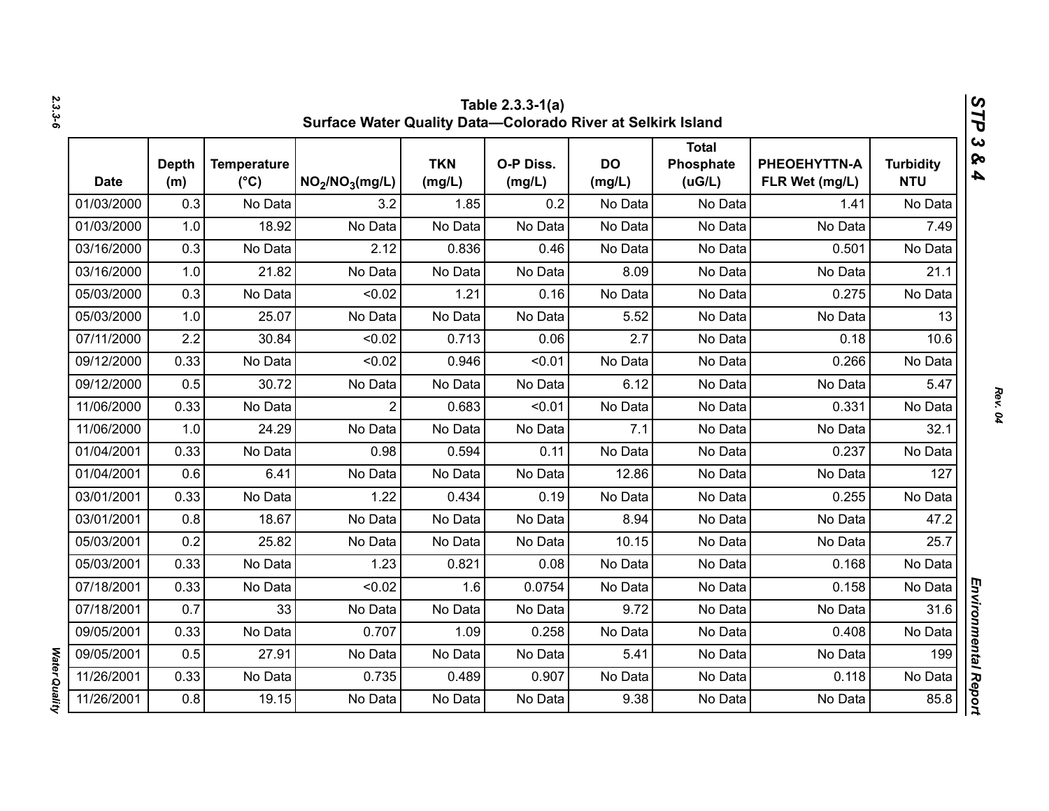## Table 2.3.3-1(a) Surface Water Quality Data—Colorado River at Selkirk Island

| Date | Depth (m) | Temperature (°C) | $NO_2/NO_3$(mg/L) | TKN (mg/L) | O-P Diss. (mg/L) | DO (mg/L) | Total Phosphate (uG/L) | PHEOEHYTTN-A FLR Wet (mg/L) | Turbidity NTU |
|---|---|---|---|---|---|---|---|---|---|
| 01/03/2000 | 0.3 | No Data | 3.2 | 1.85 | 0.2 | No Data | No Data | 1.41 | No Data |
| 01/03/2000 | 1.0 | 18.92 | No Data | No Data | No Data | No Data | No Data | No Data | 7.49 |
| 03/16/2000 | 0.3 | No Data | 2.12 | 0.836 | 0.46 | No Data | No Data | 0.501 | No Data |
| 03/16/2000 | 1.0 | 21.82 | No Data | No Data | No Data | 8.09 | No Data | No Data | 21.1 |
| 05/03/2000 | 0.3 | No Data | <0.02 | 1.21 | 0.16 | No Data | No Data | 0.275 | No Data |
| 05/03/2000 | 1.0 | 25.07 | No Data | No Data | No Data | 5.52 | No Data | No Data | 13 |
| 07/11/2000 | 2.2 | 30.84 | <0.02 | 0.713 | 0.06 | 2.7 | No Data | 0.18 | 10.6 |
| 09/12/2000 | 0.33 | No Data | <0.02 | 0.946 | <0.01 | No Data | No Data | 0.266 | No Data |
| 09/12/2000 | 0.5 | 30.72 | No Data | No Data | No Data | 6.12 | No Data | No Data | 5.47 |
| 11/06/2000 | 0.33 | No Data | 2 | 0.683 | <0.01 | No Data | No Data | 0.331 | No Data |
| 11/06/2000 | 1.0 | 24.29 | No Data | No Data | No Data | 7.1 | No Data | No Data | 32.1 |
| 01/04/2001 | 0.33 | No Data | 0.98 | 0.594 | 0.11 | No Data | No Data | 0.237 | No Data |
| 01/04/2001 | 0.6 | 6.41 | No Data | No Data | No Data | 12.86 | No Data | No Data | 127 |
| 03/01/2001 | 0.33 | No Data | 1.22 | 0.434 | 0.19 | No Data | No Data | 0.255 | No Data |
| 03/01/2001 | 0.8 | 18.67 | No Data | No Data | No Data | 8.94 | No Data | No Data | 47.2 |
| 05/03/2001 | 0.2 | 25.82 | No Data | No Data | No Data | 10.15 | No Data | No Data | 25.7 |
| 05/03/2001 | 0.33 | No Data | 1.23 | 0.821 | 0.08 | No Data | No Data | 0.168 | No Data |
| 07/18/2001 | 0.33 | No Data | <0.02 | 1.6 | 0.0754 | No Data | No Data | 0.158 | No Data |
| 07/18/2001 | 0.7 | 33 | No Data | No Data | No Data | 9.72 | No Data | No Data | 31.6 |
| 09/05/2001 | 0.33 | No Data | 0.707 | 1.09 | 0.258 | No Data | No Data | 0.408 | No Data |
| 09/05/2001 | 0.5 | 27.91 | No Data | No Data | No Data | 5.41 | No Data | No Data | 199 |
| 11/26/2001 | 0.33 | No Data | 0.735 | 0.489 | 0.907 | No Data | No Data | 0.118 | No Data |
| 11/26/2001 | 0.8 | 19.15 | No Data | No Data | No Data | 9.38 | No Data | No Data | 85.8 |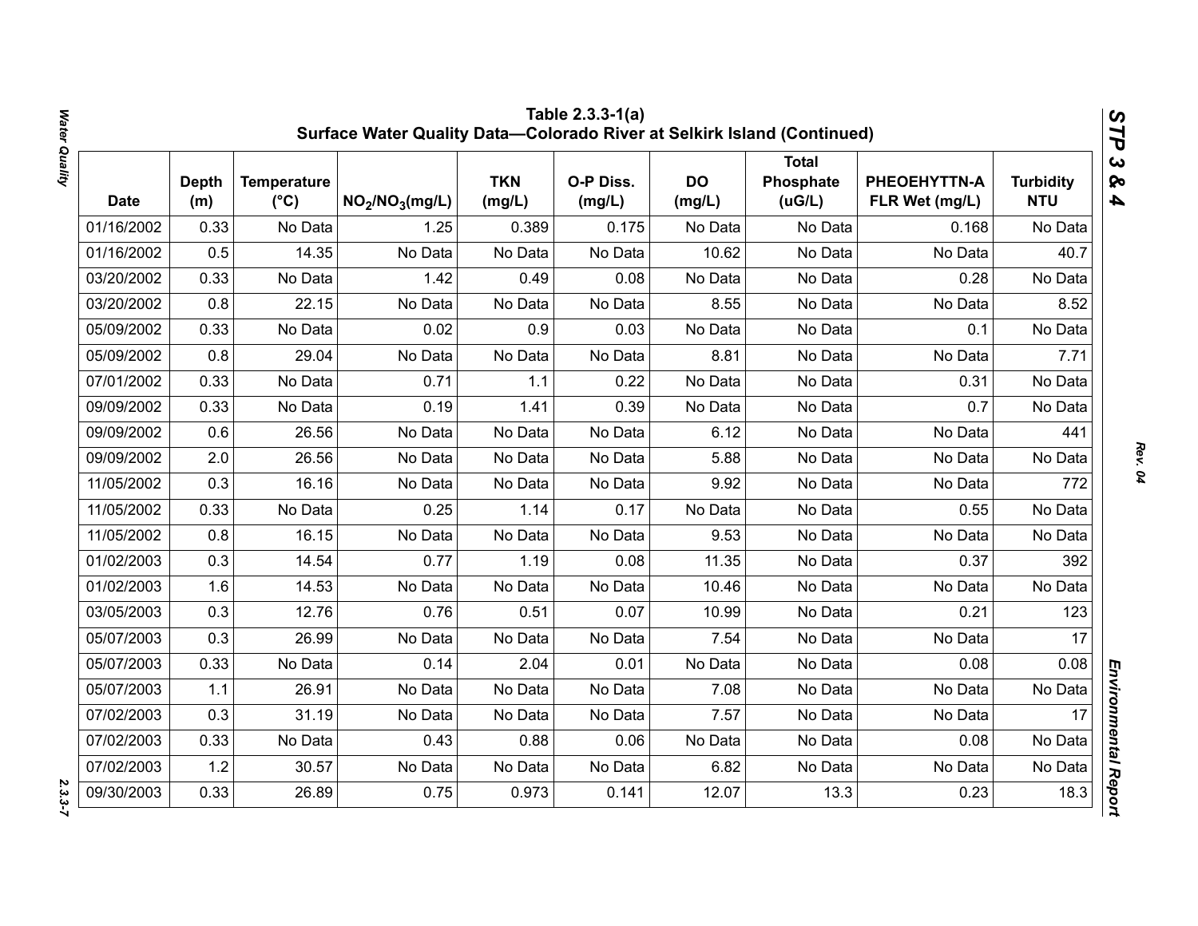**Table 2.3.3-1(a)**
**Surface Water Quality Data—Colorado River at Selkirk Island (Continued)**

| Date | Depth (m) | Temperature (°C) | $NO_2/NO_3$(mg/L) | TKN (mg/L) | O-P Diss. (mg/L) | DO (mg/L) | Total Phosphate (uG/L) | PHEOEHYTTN-A FLR Wet (mg/L) | Turbidity NTU |
|---|---|---|---|---|---|---|---|---|---|
| 01/16/2002 | 0.33 | No Data | 1.25 | 0.389 | 0.175 | No Data | No Data | 0.168 | No Data |
| 01/16/2002 | 0.5 | 14.35 | No Data | No Data | No Data | 10.62 | No Data | No Data | 40.7 |
| 03/20/2002 | 0.33 | No Data | 1.42 | 0.49 | 0.08 | No Data | No Data | 0.28 | No Data |
| 03/20/2002 | 0.8 | 22.15 | No Data | No Data | No Data | 8.55 | No Data | No Data | 8.52 |
| 05/09/2002 | 0.33 | No Data | 0.02 | 0.9 | 0.03 | No Data | No Data | 0.1 | No Data |
| 05/09/2002 | 0.8 | 29.04 | No Data | No Data | No Data | 8.81 | No Data | No Data | 7.71 |
| 07/01/2002 | 0.33 | No Data | 0.71 | 1.1 | 0.22 | No Data | No Data | 0.31 | No Data |
| 09/09/2002 | 0.33 | No Data | 0.19 | 1.41 | 0.39 | No Data | No Data | 0.7 | No Data |
| 09/09/2002 | 0.6 | 26.56 | No Data | No Data | No Data | 6.12 | No Data | No Data | 441 |
| 09/09/2002 | 2.0 | 26.56 | No Data | No Data | No Data | 5.88 | No Data | No Data | No Data |
| 11/05/2002 | 0.3 | 16.16 | No Data | No Data | No Data | 9.92 | No Data | No Data | 772 |
| 11/05/2002 | 0.33 | No Data | 0.25 | 1.14 | 0.17 | No Data | No Data | 0.55 | No Data |
| 11/05/2002 | 0.8 | 16.15 | No Data | No Data | No Data | 9.53 | No Data | No Data | No Data |
| 01/02/2003 | 0.3 | 14.54 | 0.77 | 1.19 | 0.08 | 11.35 | No Data | 0.37 | 392 |
| 01/02/2003 | 1.6 | 14.53 | No Data | No Data | No Data | 10.46 | No Data | No Data | No Data |
| 03/05/2003 | 0.3 | 12.76 | 0.76 | 0.51 | 0.07 | 10.99 | No Data | 0.21 | 123 |
| 05/07/2003 | 0.3 | 26.99 | No Data | No Data | No Data | 7.54 | No Data | No Data | 17 |
| 05/07/2003 | 0.33 | No Data | 0.14 | 2.04 | 0.01 | No Data | No Data | 0.08 | 0.08 |
| 05/07/2003 | 1.1 | 26.91 | No Data | No Data | No Data | 7.08 | No Data | No Data | No Data |
| 07/02/2003 | 0.3 | 31.19 | No Data | No Data | No Data | 7.57 | No Data | No Data | 17 |
| 07/02/2003 | 0.33 | No Data | 0.43 | 0.88 | 0.06 | No Data | No Data | 0.08 | No Data |
| 07/02/2003 | 1.2 | 30.57 | No Data | No Data | No Data | 6.82 | No Data | No Data | No Data |
| 09/30/2003 | 0.33 | 26.89 | 0.75 | 0.973 | 0.141 | 12.07 | 13.3 | 0.23 | 18.3 |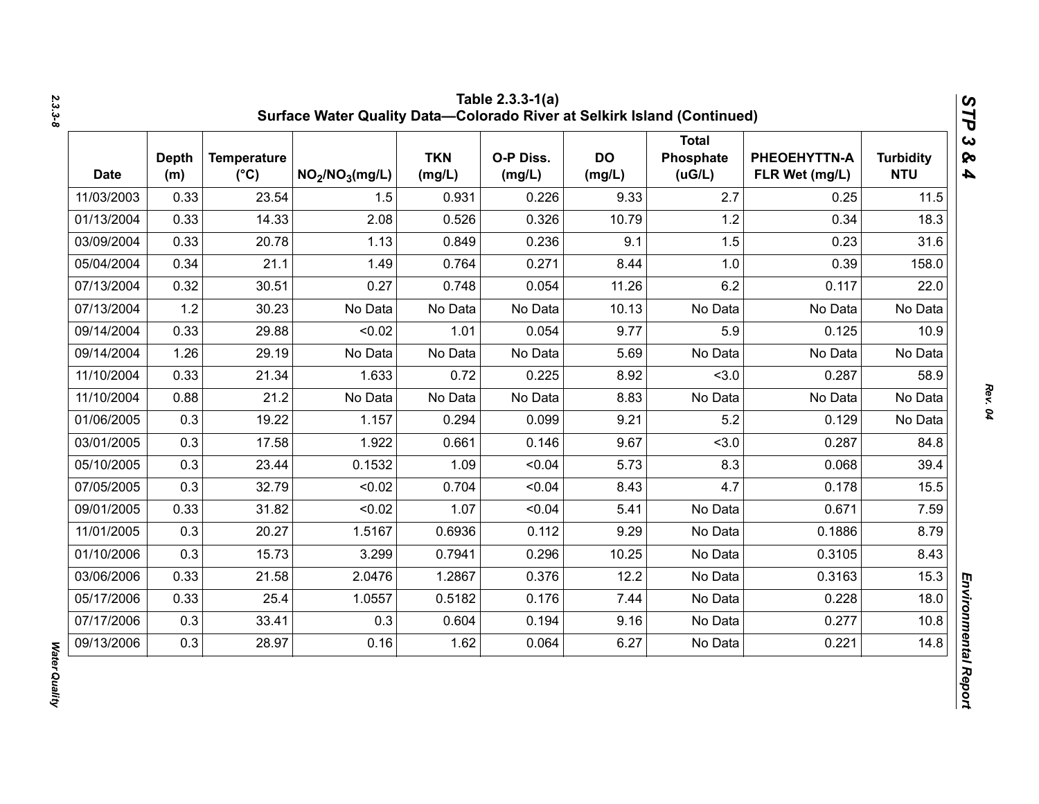Table 2.3.3-1(a)
Surface Water Quality Data—Colorado River at Selkirk Island (Continued)

| Date | Depth (m) | Temperature (°C) | $NO_2/NO_3$(mg/L) | TKN (mg/L) | O-P Diss. (mg/L) | DO (mg/L) | Total Phosphate (uG/L) | PHEOEHYTTN-A FLR Wet (mg/L) | Turbidity NTU |
|---|---|---|---|---|---|---|---|---|---|
| 11/03/2003 | 0.33 | 23.54 | 1.5 | 0.931 | 0.226 | 9.33 | 2.7 | 0.25 | 11.5 |
| 01/13/2004 | 0.33 | 14.33 | 2.08 | 0.526 | 0.326 | 10.79 | 1.2 | 0.34 | 18.3 |
| 03/09/2004 | 0.33 | 20.78 | 1.13 | 0.849 | 0.236 | 9.1 | 1.5 | 0.23 | 31.6 |
| 05/04/2004 | 0.34 | 21.1 | 1.49 | 0.764 | 0.271 | 8.44 | 1.0 | 0.39 | 158.0 |
| 07/13/2004 | 0.32 | 30.51 | 0.27 | 0.748 | 0.054 | 11.26 | 6.2 | 0.117 | 22.0 |
| 07/13/2004 | 1.2 | 30.23 | No Data | No Data | No Data | 10.13 | No Data | No Data | No Data |
| 09/14/2004 | 0.33 | 29.88 | <0.02 | 1.01 | 0.054 | 9.77 | 5.9 | 0.125 | 10.9 |
| 09/14/2004 | 1.26 | 29.19 | No Data | No Data | No Data | 5.69 | No Data | No Data | No Data |
| 11/10/2004 | 0.33 | 21.34 | 1.633 | 0.72 | 0.225 | 8.92 | <3.0 | 0.287 | 58.9 |
| 11/10/2004 | 0.88 | 21.2 | No Data | No Data | No Data | 8.83 | No Data | No Data | No Data |
| 01/06/2005 | 0.3 | 19.22 | 1.157 | 0.294 | 0.099 | 9.21 | 5.2 | 0.129 | No Data |
| 03/01/2005 | 0.3 | 17.58 | 1.922 | 0.661 | 0.146 | 9.67 | <3.0 | 0.287 | 84.8 |
| 05/10/2005 | 0.3 | 23.44 | 0.1532 | 1.09 | <0.04 | 5.73 | 8.3 | 0.068 | 39.4 |
| 07/05/2005 | 0.3 | 32.79 | <0.02 | 0.704 | <0.04 | 8.43 | 4.7 | 0.178 | 15.5 |
| 09/01/2005 | 0.33 | 31.82 | <0.02 | 1.07 | <0.04 | 5.41 | No Data | 0.671 | 7.59 |
| 11/01/2005 | 0.3 | 20.27 | 1.5167 | 0.6936 | 0.112 | 9.29 | No Data | 0.1886 | 8.79 |
| 01/10/2006 | 0.3 | 15.73 | 3.299 | 0.7941 | 0.296 | 10.25 | No Data | 0.3105 | 8.43 |
| 03/06/2006 | 0.33 | 21.58 | 2.0476 | 1.2867 | 0.376 | 12.2 | No Data | 0.3163 | 15.3 |
| 05/17/2006 | 0.33 | 25.4 | 1.0557 | 0.5182 | 0.176 | 7.44 | No Data | 0.228 | 18.0 |
| 07/17/2006 | 0.3 | 33.41 | 0.3 | 0.604 | 0.194 | 9.16 | No Data | 0.277 | 10.8 |
| 09/13/2006 | 0.3 | 28.97 | 0.16 | 1.62 | 0.064 | 6.27 | No Data | 0.221 | 14.8 |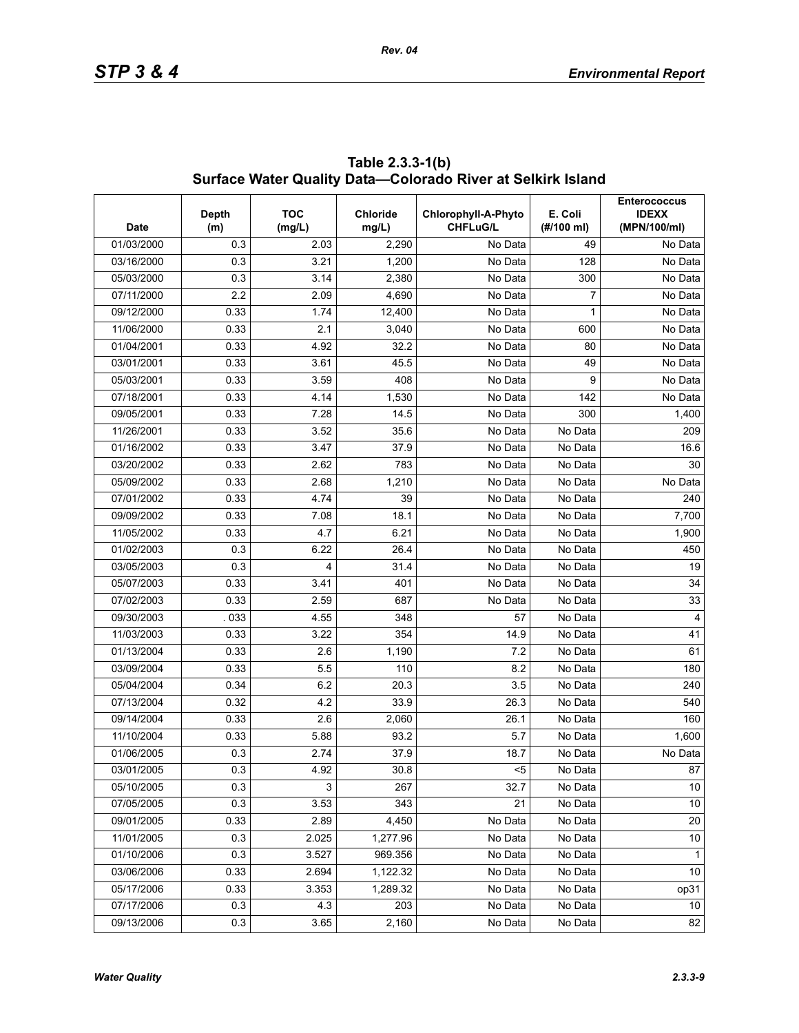**Table 2.3.3-1(b) Surface Water Quality Data—Colorado River at Selkirk Island**

| Date | Depth (m) | TOC (mg/L) | Chloride mg/L) | Chlorophyll-A-Phyto CHFLuG/L | E. Coli (#/100 ml) | Enterococcus IDEXX (MPN/100/ml) |
|---|---|---|---|---|---|---|
| 01/03/2000 | 0.3 | 2.03 | 2,290 | No Data | 49 | No Data |
| 03/16/2000 | 0.3 | 3.21 | 1,200 | No Data | 128 | No Data |
| 05/03/2000 | 0.3 | 3.14 | 2,380 | No Data | 300 | No Data |
| 07/11/2000 | 2.2 | 2.09 | 4,690 | No Data | 7 | No Data |
| 09/12/2000 | 0.33 | 1.74 | 12,400 | No Data | 1 | No Data |
| 11/06/2000 | 0.33 | 2.1 | 3,040 | No Data | 600 | No Data |
| 01/04/2001 | 0.33 | 4.92 | 32.2 | No Data | 80 | No Data |
| 03/01/2001 | 0.33 | 3.61 | 45.5 | No Data | 49 | No Data |
| 05/03/2001 | 0.33 | 3.59 | 408 | No Data | 9 | No Data |
| 07/18/2001 | 0.33 | 4.14 | 1,530 | No Data | 142 | No Data |
| 09/05/2001 | 0.33 | 7.28 | 14.5 | No Data | 300 | 1,400 |
| 11/26/2001 | 0.33 | 3.52 | 35.6 | No Data | No Data | 209 |
| 01/16/2002 | 0.33 | 3.47 | 37.9 | No Data | No Data | 16.6 |
| 03/20/2002 | 0.33 | 2.62 | 783 | No Data | No Data | 30 |
| 05/09/2002 | 0.33 | 2.68 | 1,210 | No Data | No Data | No Data |
| 07/01/2002 | 0.33 | 4.74 | 39 | No Data | No Data | 240 |
| 09/09/2002 | 0.33 | 7.08 | 18.1 | No Data | No Data | 7,700 |
| 11/05/2002 | 0.33 | 4.7 | 6.21 | No Data | No Data | 1,900 |
| 01/02/2003 | 0.3 | 6.22 | 26.4 | No Data | No Data | 450 |
| 03/05/2003 | 0.3 | 4 | 31.4 | No Data | No Data | 19 |
| 05/07/2003 | 0.33 | 3.41 | 401 | No Data | No Data | 34 |
| 07/02/2003 | 0.33 | 2.59 | 687 | No Data | No Data | 33 |
| 09/30/2003 | . 033 | 4.55 | 348 | 57 | No Data | 4 |
| 11/03/2003 | 0.33 | 3.22 | 354 | 14.9 | No Data | 41 |
| 01/13/2004 | 0.33 | 2.6 | 1,190 | 7.2 | No Data | 61 |
| 03/09/2004 | 0.33 | 5.5 | 110 | 8.2 | No Data | 180 |
| 05/04/2004 | 0.34 | 6.2 | 20.3 | 3.5 | No Data | 240 |
| 07/13/2004 | 0.32 | 4.2 | 33.9 | 26.3 | No Data | 540 |
| 09/14/2004 | 0.33 | 2.6 | 2,060 | 26.1 | No Data | 160 |
| 11/10/2004 | 0.33 | 5.88 | 93.2 | 5.7 | No Data | 1,600 |
| 01/06/2005 | 0.3 | 2.74 | 37.9 | 18.7 | No Data | No Data |
| 03/01/2005 | 0.3 | 4.92 | 30.8 | <5 | No Data | 87 |
| 05/10/2005 | 0.3 | 3 | 267 | 32.7 | No Data | 10 |
| 07/05/2005 | 0.3 | 3.53 | 343 | 21 | No Data | 10 |
| 09/01/2005 | 0.33 | 2.89 | 4,450 | No Data | No Data | 20 |
| 11/01/2005 | 0.3 | 2.025 | 1,277.96 | No Data | No Data | 10 |
| 01/10/2006 | 0.3 | 3.527 | 969.356 | No Data | No Data | 1 |
| 03/06/2006 | 0.33 | 2.694 | 1,122.32 | No Data | No Data | 10 |
| 05/17/2006 | 0.33 | 3.353 | 1,289.32 | No Data | No Data | op31 |
| 07/17/2006 | 0.3 | 4.3 | 203 | No Data | No Data | 10 |
| 09/13/2006 | 0.3 | 3.65 | 2,160 | No Data | No Data | 82 |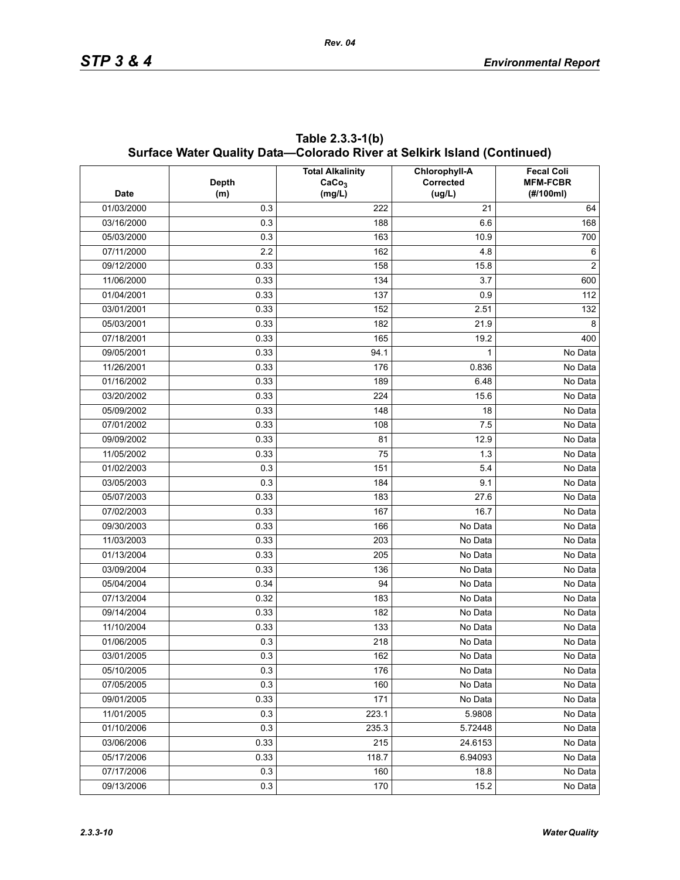## Table 2.3.3-1(b) Surface Water Quality Data—Colorado River at Selkirk Island (Continued)

| Date | Depth (m) | Total Alkalinity $CaCo_3$ (mg/L) | Chlorophyll-A Corrected (ug/L) | Fecal Coli MFM-FCBR (#/100ml) |
|---|---|---|---|---|
| 01/03/2000 | 0.3 | 222 | 21 | 64 |
| 03/16/2000 | 0.3 | 188 | 6.6 | 168 |
| 05/03/2000 | 0.3 | 163 | 10.9 | 700 |
| 07/11/2000 | 2.2 | 162 | 4.8 | 6 |
| 09/12/2000 | 0.33 | 158 | 15.8 | 2 |
| 11/06/2000 | 0.33 | 134 | 3.7 | 600 |
| 01/04/2001 | 0.33 | 137 | 0.9 | 112 |
| 03/01/2001 | 0.33 | 152 | 2.51 | 132 |
| 05/03/2001 | 0.33 | 182 | 21.9 | 8 |
| 07/18/2001 | 0.33 | 165 | 19.2 | 400 |
| 09/05/2001 | 0.33 | 94.1 | 1 | No Data |
| 11/26/2001 | 0.33 | 176 | 0.836 | No Data |
| 01/16/2002 | 0.33 | 189 | 6.48 | No Data |
| 03/20/2002 | 0.33 | 224 | 15.6 | No Data |
| 05/09/2002 | 0.33 | 148 | 18 | No Data |
| 07/01/2002 | 0.33 | 108 | 7.5 | No Data |
| 09/09/2002 | 0.33 | 81 | 12.9 | No Data |
| 11/05/2002 | 0.33 | 75 | 1.3 | No Data |
| 01/02/2003 | 0.3 | 151 | 5.4 | No Data |
| 03/05/2003 | 0.3 | 184 | 9.1 | No Data |
| 05/07/2003 | 0.33 | 183 | 27.6 | No Data |
| 07/02/2003 | 0.33 | 167 | 16.7 | No Data |
| 09/30/2003 | 0.33 | 166 | No Data | No Data |
| 11/03/2003 | 0.33 | 203 | No Data | No Data |
| 01/13/2004 | 0.33 | 205 | No Data | No Data |
| 03/09/2004 | 0.33 | 136 | No Data | No Data |
| 05/04/2004 | 0.34 | 94 | No Data | No Data |
| 07/13/2004 | 0.32 | 183 | No Data | No Data |
| 09/14/2004 | 0.33 | 182 | No Data | No Data |
| 11/10/2004 | 0.33 | 133 | No Data | No Data |
| 01/06/2005 | 0.3 | 218 | No Data | No Data |
| 03/01/2005 | 0.3 | 162 | No Data | No Data |
| 05/10/2005 | 0.3 | 176 | No Data | No Data |
| 07/05/2005 | 0.3 | 160 | No Data | No Data |
| 09/01/2005 | 0.33 | 171 | No Data | No Data |
| 11/01/2005 | 0.3 | 223.1 | 5.9808 | No Data |
| 01/10/2006 | 0.3 | 235.3 | 5.72448 | No Data |
| 03/06/2006 | 0.33 | 215 | 24.6153 | No Data |
| 05/17/2006 | 0.33 | 118.7 | 6.94093 | No Data |
| 07/17/2006 | 0.3 | 160 | 18.8 | No Data |
| 09/13/2006 | 0.3 | 170 | 15.2 | No Data |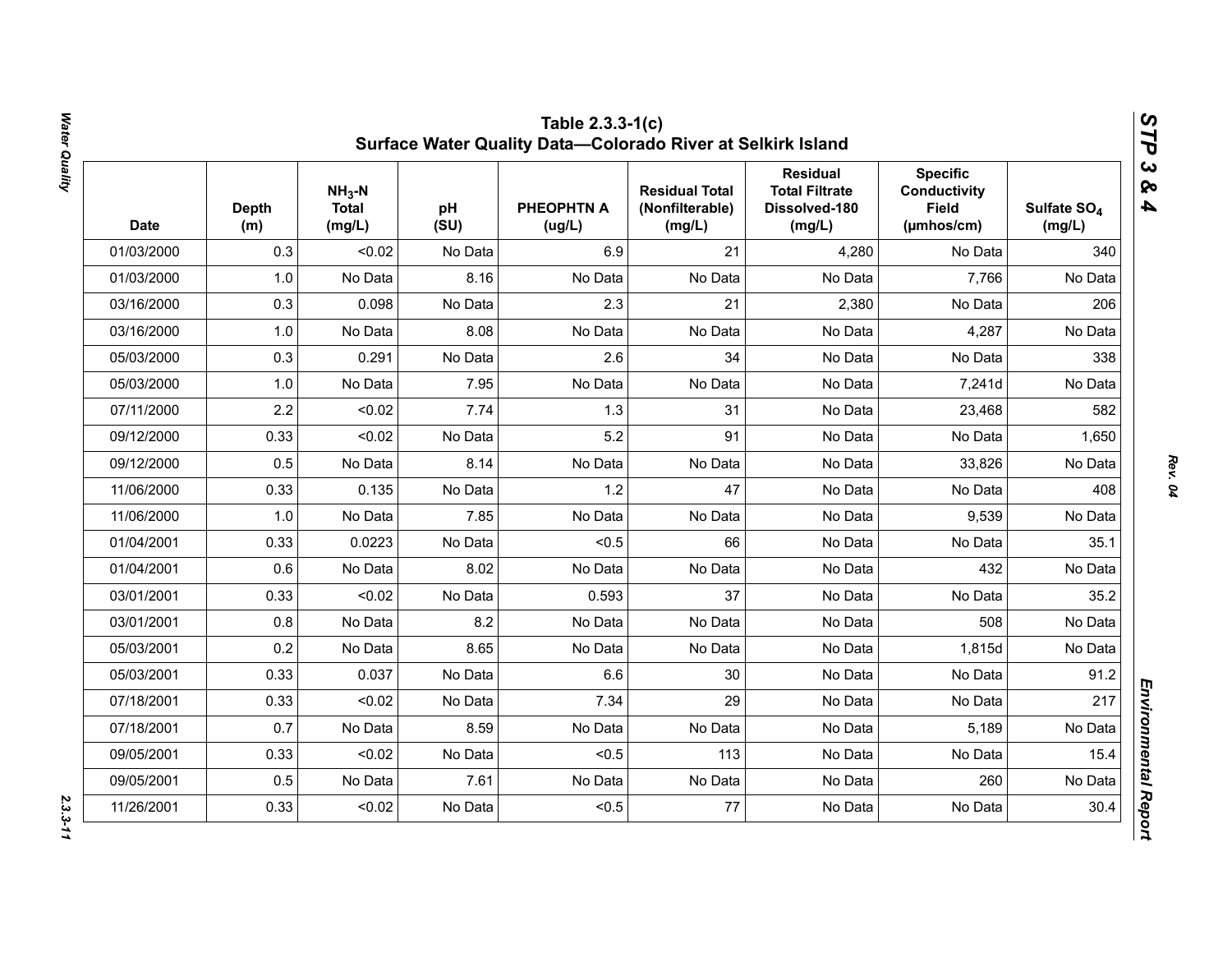# Table 2.3.3-1(c)
## Surface Water Quality Data—Colorado River at Selkirk Island

| Date | Depth (m) | $NH_3$-N Total (mg/L) | pH (SU) | PHEOPHTN A (ug/L) | Residual Total (Nonfilterable) (mg/L) | Residual Total Filtrate Dissolved-180 (mg/L) | Specific Conductivity Field (µmhos/cm) | Sulfate $SO_4$ (mg/L) |
|---|---|---|---|---|---|---|---|---|
| 01/03/2000 | 0.3 | <0.02 | No Data | 6.9 | 21 | 4,280 | No Data | 340 |
| 01/03/2000 | 1.0 | No Data | 8.16 | No Data | No Data | No Data | 7,766 | No Data |
| 03/16/2000 | 0.3 | 0.098 | No Data | 2.3 | 21 | 2,380 | No Data | 206 |
| 03/16/2000 | 1.0 | No Data | 8.08 | No Data | No Data | No Data | 4,287 | No Data |
| 05/03/2000 | 0.3 | 0.291 | No Data | 2.6 | 34 | No Data | No Data | 338 |
| 05/03/2000 | 1.0 | No Data | 7.95 | No Data | No Data | No Data | 7,241d | No Data |
| 07/11/2000 | 2.2 | <0.02 | 7.74 | 1.3 | 31 | No Data | 23,468 | 582 |
| 09/12/2000 | 0.33 | <0.02 | No Data | 5.2 | 91 | No Data | No Data | 1,650 |
| 09/12/2000 | 0.5 | No Data | 8.14 | No Data | No Data | No Data | 33,826 | No Data |
| 11/06/2000 | 0.33 | 0.135 | No Data | 1.2 | 47 | No Data | No Data | 408 |
| 11/06/2000 | 1.0 | No Data | 7.85 | No Data | No Data | No Data | 9,539 | No Data |
| 01/04/2001 | 0.33 | 0.0223 | No Data | <0.5 | 66 | No Data | No Data | 35.1 |
| 01/04/2001 | 0.6 | No Data | 8.02 | No Data | No Data | No Data | 432 | No Data |
| 03/01/2001 | 0.33 | <0.02 | No Data | 0.593 | 37 | No Data | No Data | 35.2 |
| 03/01/2001 | 0.8 | No Data | 8.2 | No Data | No Data | No Data | 508 | No Data |
| 05/03/2001 | 0.2 | No Data | 8.65 | No Data | No Data | No Data | 1,815d | No Data |
| 05/03/2001 | 0.33 | 0.037 | No Data | 6.6 | 30 | No Data | No Data | 91.2 |
| 07/18/2001 | 0.33 | <0.02 | No Data | 7.34 | 29 | No Data | No Data | 217 |
| 07/18/2001 | 0.7 | No Data | 8.59 | No Data | No Data | No Data | 5,189 | No Data |
| 09/05/2001 | 0.33 | <0.02 | No Data | <0.5 | 113 | No Data | No Data | 15.4 |
| 09/05/2001 | 0.5 | No Data | 7.61 | No Data | No Data | No Data | 260 | No Data |
| 11/26/2001 | 0.33 | <0.02 | No Data | <0.5 | 77 | No Data | No Data | 30.4 |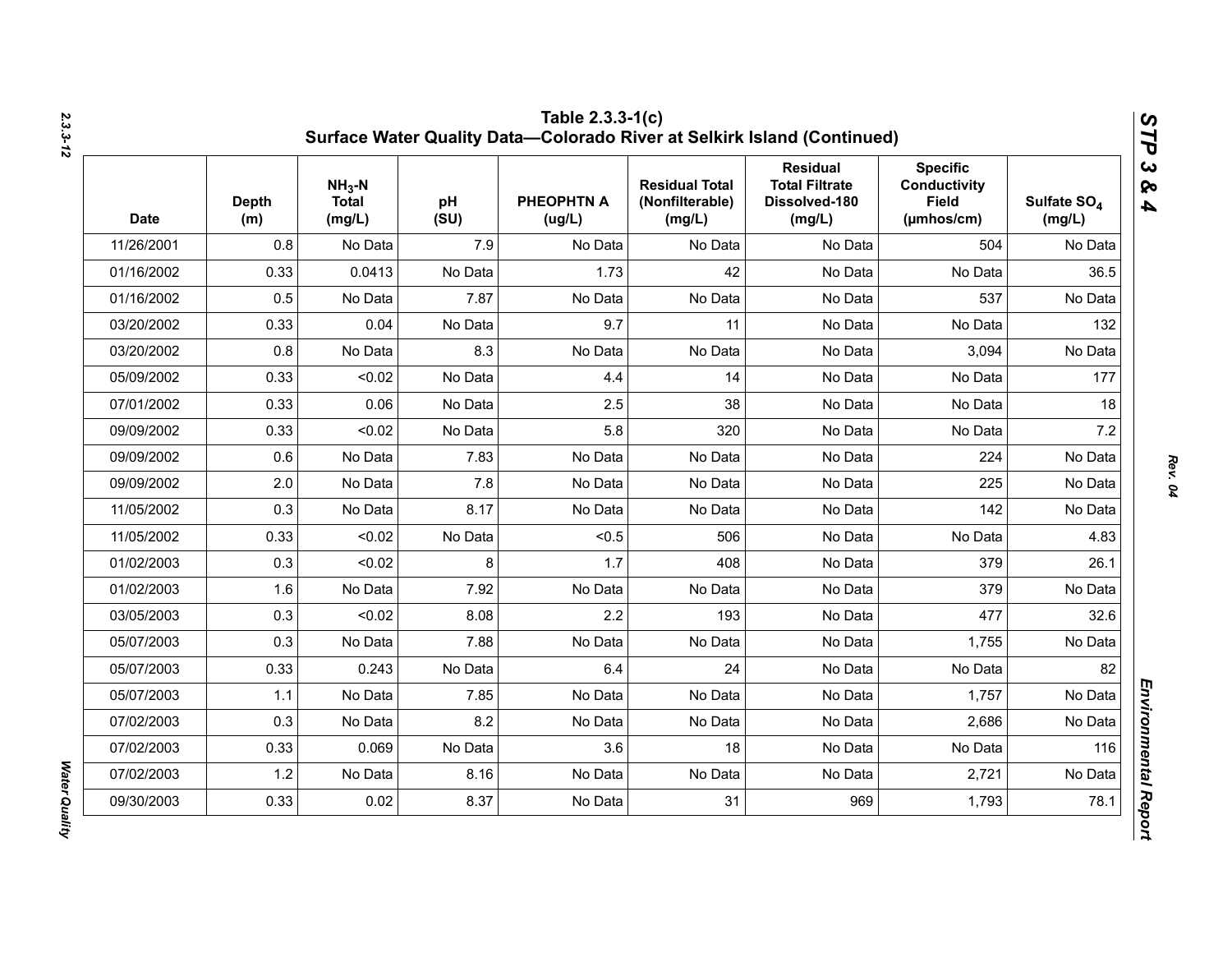## Table 2.3.3-1(c)
## Surface Water Quality Data—Colorado River at Selkirk Island (Continued)

| Date | Depth (m) | $NH_3$-N Total (mg/L) | pH (SU) | PHEOPHTN A (ug/L) | Residual Total (Nonfilterable) (mg/L) | Residual Total Filtrate Dissolved-180 (mg/L) | Specific Conductivity Field (μmhos/cm) | Sulfate $SO_4$ (mg/L) |
|---|---|---|---|---|---|---|---|---|
| 11/26/2001 | 0.8 | No Data | 7.9 | No Data | No Data | No Data | 504 | No Data |
| 01/16/2002 | 0.33 | 0.0413 | No Data | 1.73 | 42 | No Data | No Data | 36.5 |
| 01/16/2002 | 0.5 | No Data | 7.87 | No Data | No Data | No Data | 537 | No Data |
| 03/20/2002 | 0.33 | 0.04 | No Data | 9.7 | 11 | No Data | No Data | 132 |
| 03/20/2002 | 0.8 | No Data | 8.3 | No Data | No Data | No Data | 3,094 | No Data |
| 05/09/2002 | 0.33 | <0.02 | No Data | 4.4 | 14 | No Data | No Data | 177 |
| 07/01/2002 | 0.33 | 0.06 | No Data | 2.5 | 38 | No Data | No Data | 18 |
| 09/09/2002 | 0.33 | <0.02 | No Data | 5.8 | 320 | No Data | No Data | 7.2 |
| 09/09/2002 | 0.6 | No Data | 7.83 | No Data | No Data | No Data | 224 | No Data |
| 09/09/2002 | 2.0 | No Data | 7.8 | No Data | No Data | No Data | 225 | No Data |
| 11/05/2002 | 0.3 | No Data | 8.17 | No Data | No Data | No Data | 142 | No Data |
| 11/05/2002 | 0.33 | <0.02 | No Data | <0.5 | 506 | No Data | No Data | 4.83 |
| 01/02/2003 | 0.3 | <0.02 | 8 | 1.7 | 408 | No Data | 379 | 26.1 |
| 01/02/2003 | 1.6 | No Data | 7.92 | No Data | No Data | No Data | 379 | No Data |
| 03/05/2003 | 0.3 | <0.02 | 8.08 | 2.2 | 193 | No Data | 477 | 32.6 |
| 05/07/2003 | 0.3 | No Data | 7.88 | No Data | No Data | No Data | 1,755 | No Data |
| 05/07/2003 | 0.33 | 0.243 | No Data | 6.4 | 24 | No Data | No Data | 82 |
| 05/07/2003 | 1.1 | No Data | 7.85 | No Data | No Data | No Data | 1,757 | No Data |
| 07/02/2003 | 0.3 | No Data | 8.2 | No Data | No Data | No Data | 2,686 | No Data |
| 07/02/2003 | 0.33 | 0.069 | No Data | 3.6 | 18 | No Data | No Data | 116 |
| 07/02/2003 | 1.2 | No Data | 8.16 | No Data | No Data | No Data | 2,721 | No Data |
| 09/30/2003 | 0.33 | 0.02 | 8.37 | No Data | 31 | 969 | 1,793 | 78.1 |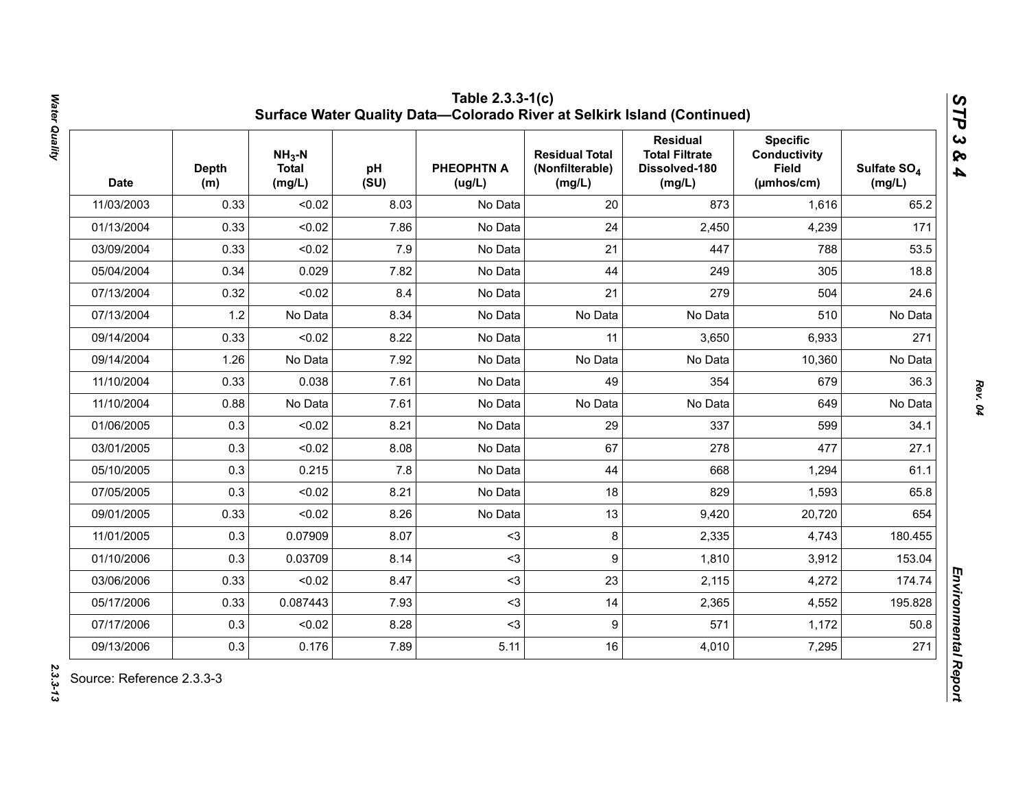## Table 2.3.3-1(c)
## Surface Water Quality Data—Colorado River at Selkirk Island (Continued)

| Date | Depth (m) | $NH_3$-N Total (mg/L) | pH (SU) | PHEOPHTN A (ug/L) | Residual Total (Nonfilterable) (mg/L) | Residual Total Filtrate Dissolved-180 (mg/L) | Specific Conductivity Field (µmhos/cm) | Sulfate $SO_4$ (mg/L) |
|---|---|---|---|---|---|---|---|---|
| 11/03/2003 | 0.33 | <0.02 | 8.03 | No Data | 20 | 873 | 1,616 | 65.2 |
| 01/13/2004 | 0.33 | <0.02 | 7.86 | No Data | 24 | 2,450 | 4,239 | 171 |
| 03/09/2004 | 0.33 | <0.02 | 7.9 | No Data | 21 | 447 | 788 | 53.5 |
| 05/04/2004 | 0.34 | 0.029 | 7.82 | No Data | 44 | 249 | 305 | 18.8 |
| 07/13/2004 | 0.32 | <0.02 | 8.4 | No Data | 21 | 279 | 504 | 24.6 |
| 07/13/2004 | 1.2 | No Data | 8.34 | No Data | No Data | No Data | 510 | No Data |
| 09/14/2004 | 0.33 | <0.02 | 8.22 | No Data | 11 | 3,650 | 6,933 | 271 |
| 09/14/2004 | 1.26 | No Data | 7.92 | No Data | No Data | No Data | 10,360 | No Data |
| 11/10/2004 | 0.33 | 0.038 | 7.61 | No Data | 49 | 354 | 679 | 36.3 |
| 11/10/2004 | 0.88 | No Data | 7.61 | No Data | No Data | No Data | 649 | No Data |
| 01/06/2005 | 0.3 | <0.02 | 8.21 | No Data | 29 | 337 | 599 | 34.1 |
| 03/01/2005 | 0.3 | <0.02 | 8.08 | No Data | 67 | 278 | 477 | 27.1 |
| 05/10/2005 | 0.3 | 0.215 | 7.8 | No Data | 44 | 668 | 1,294 | 61.1 |
| 07/05/2005 | 0.3 | <0.02 | 8.21 | No Data | 18 | 829 | 1,593 | 65.8 |
| 09/01/2005 | 0.33 | <0.02 | 8.26 | No Data | 13 | 9,420 | 20,720 | 654 |
| 11/01/2005 | 0.3 | 0.07909 | 8.07 | <3 | 8 | 2,335 | 4,743 | 180.455 |
| 01/10/2006 | 0.3 | 0.03709 | 8.14 | <3 | 9 | 1,810 | 3,912 | 153.04 |
| 03/06/2006 | 0.33 | <0.02 | 8.47 | <3 | 23 | 2,115 | 4,272 | 174.74 |
| 05/17/2006 | 0.33 | 0.087443 | 7.93 | <3 | 14 | 2,365 | 4,552 | 195.828 |
| 07/17/2006 | 0.3 | <0.02 | 8.28 | <3 | 9 | 571 | 1,172 | 50.8 |
| 09/13/2006 | 0.3 | 0.176 | 7.89 | 5.11 | 16 | 4,010 | 7,295 | 271 |

Source: Reference 2.3.3-3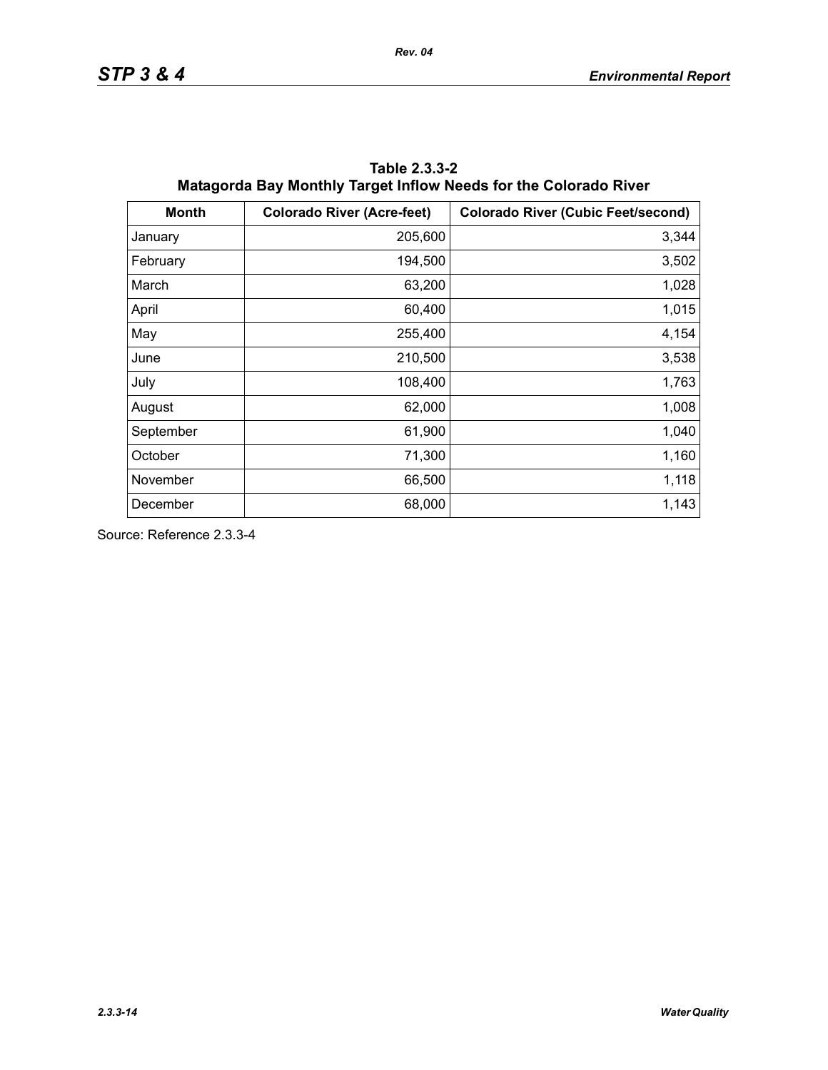**Table 2.3.3-2**
**Matagorda Bay Monthly Target Inflow Needs for the Colorado River**

| Month | Colorado River (Acre-feet) | Colorado River (Cubic Feet/second) |
|---|---:|---:|
| January | 205,600 | 3,344 |
| February | 194,500 | 3,502 |
| March | 63,200 | 1,028 |
| April | 60,400 | 1,015 |
| May | 255,400 | 4,154 |
| June | 210,500 | 3,538 |
| July | 108,400 | 1,763 |
| August | 62,000 | 1,008 |
| September | 61,900 | 1,040 |
| October | 71,300 | 1,160 |
| November | 66,500 | 1,118 |
| December | 68,000 | 1,143 |

Source: Reference 2.3.3-4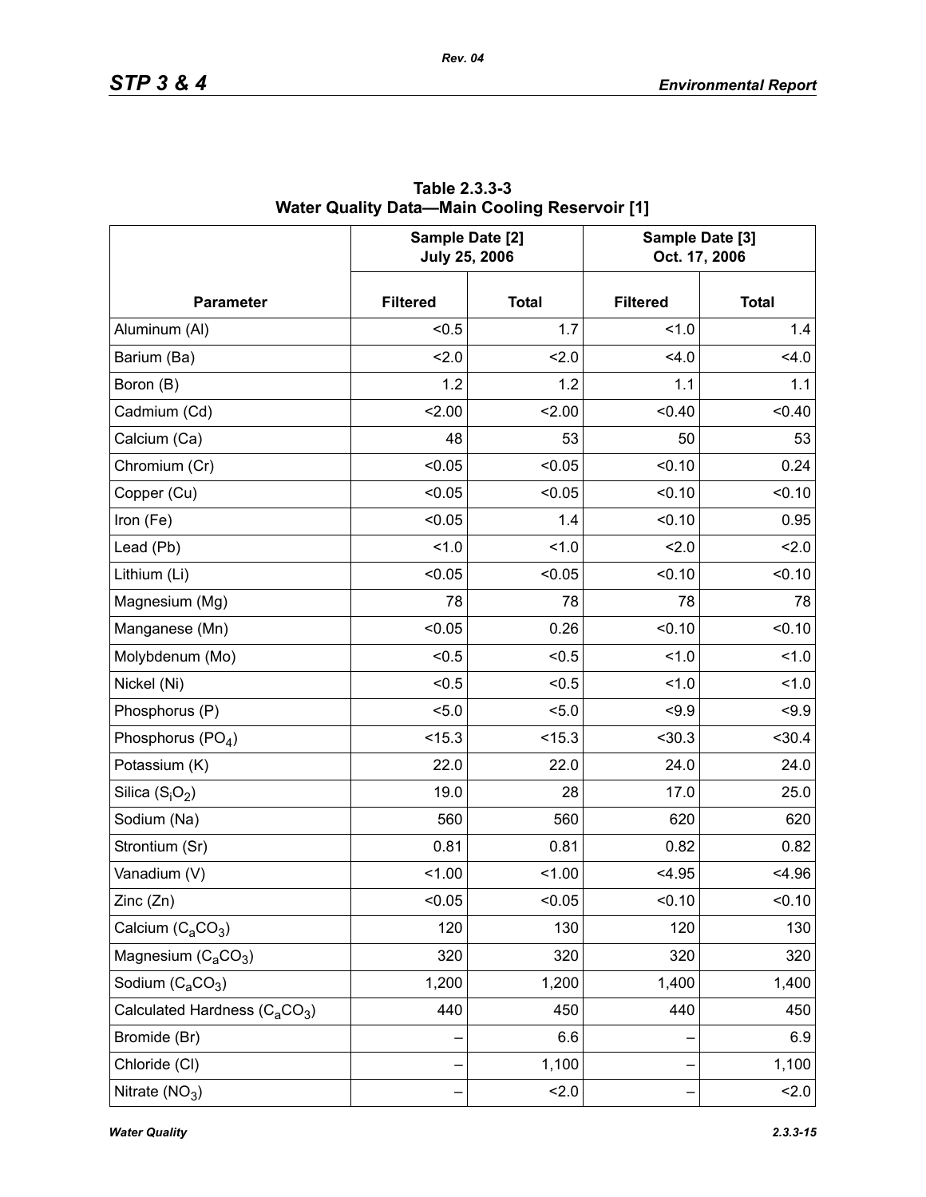**Table 2.3.3-3**
**Water Quality Data—Main Cooling Reservoir [1]**

| Parameter | Sample Date [2] July 25, 2006 | | Sample Date [3] Oct. 17, 2006 | |
|---|---|---|---|---|
| | Filtered | Total | Filtered | Total |
| Aluminum (Al) | <0.5 | 1.7 | <1.0 | 1.4 |
| Barium (Ba) | <2.0 | <2.0 | <4.0 | <4.0 |
| Boron (B) | 1.2 | 1.2 | 1.1 | 1.1 |
| Cadmium (Cd) | <2.00 | <2.00 | <0.40 | <0.40 |
| Calcium (Ca) | 48 | 53 | 50 | 53 |
| Chromium (Cr) | <0.05 | <0.05 | <0.10 | 0.24 |
| Copper (Cu) | <0.05 | <0.05 | <0.10 | <0.10 |
| Iron (Fe) | <0.05 | 1.4 | <0.10 | 0.95 |
| Lead (Pb) | <1.0 | <1.0 | <2.0 | <2.0 |
| Lithium (Li) | <0.05 | <0.05 | <0.10 | <0.10 |
| Magnesium (Mg) | 78 | 78 | 78 | 78 |
| Manganese (Mn) | <0.05 | 0.26 | <0.10 | <0.10 |
| Molybdenum (Mo) | <0.5 | <0.5 | <1.0 | <1.0 |
| Nickel (Ni) | <0.5 | <0.5 | <1.0 | <1.0 |
| Phosphorus (P) | <5.0 | <5.0 | <9.9 | <9.9 |
| Phosphorus ($PO_4$) | <15.3 | <15.3 | <30.3 | <30.4 |
| Potassium (K) | 22.0 | 22.0 | 24.0 | 24.0 |
| Silica ($S_iO_2$) | 19.0 | 28 | 17.0 | 25.0 |
| Sodium (Na) | 560 | 560 | 620 | 620 |
| Strontium (Sr) | 0.81 | 0.81 | 0.82 | 0.82 |
| Vanadium (V) | <1.00 | <1.00 | <4.95 | <4.96 |
| Zinc (Zn) | <0.05 | <0.05 | <0.10 | <0.10 |
| Calcium ($C_aCO_3$) | 120 | 130 | 120 | 130 |
| Magnesium ($C_aCO_3$) | 320 | 320 | 320 | 320 |
| Sodium ($C_aCO_3$) | 1,200 | 1,200 | 1,400 | 1,400 |
| Calculated Hardness ($C_aCO_3$) | 440 | 450 | 440 | 450 |
| Bromide (Br) | – | 6.6 | – | 6.9 |
| Chloride (Cl) | – | 1,100 | – | 1,100 |
| Nitrate ($NO_3$) | – | <2.0 | – | <2.0 |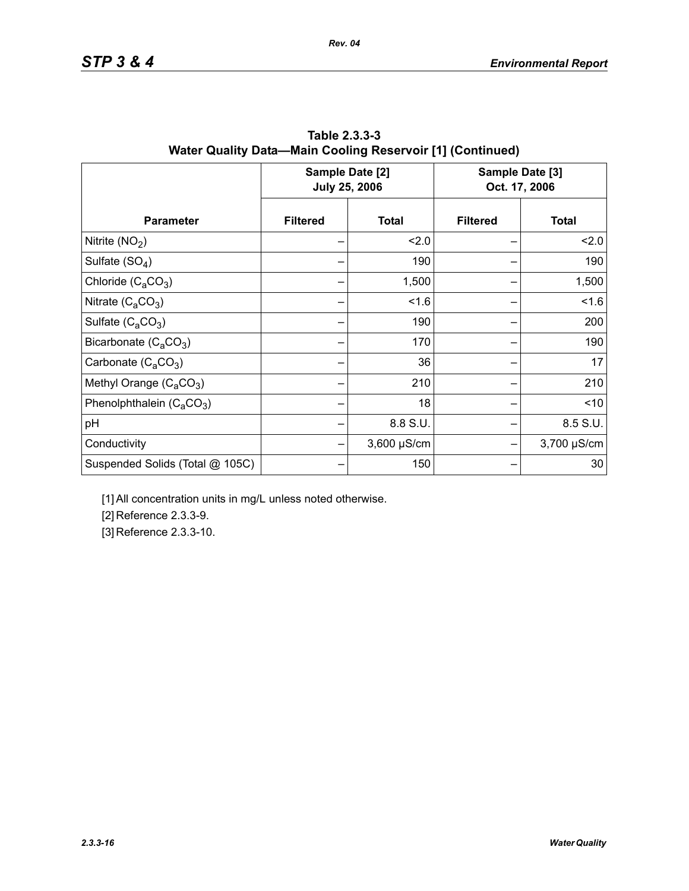**Table 2.3.3-3**
**Water Quality Data—Main Cooling Reservoir [1] (Continued)**

| | Sample Date [2] July 25, 2006 | | Sample Date [3] Oct. 17, 2006 | |
|---|---|---|---|---|
| **Parameter** | **Filtered** | **Total** | **Filtered** | **Total** |
| Nitrite ($NO_2$) | – | <2.0 | – | <2.0 |
| Sulfate ($SO_4$) | – | 190 | – | 190 |
| Chloride ($C_aCO_3$) | – | 1,500 | – | 1,500 |
| Nitrate ($C_aCO_3$) | – | <1.6 | – | <1.6 |
| Sulfate ($C_aCO_3$) | – | 190 | – | 200 |
| Bicarbonate ($C_aCO_3$) | – | 170 | – | 190 |
| Carbonate ($C_aCO_3$) | – | 36 | – | 17 |
| Methyl Orange ($C_aCO_3$) | – | 210 | – | 210 |
| Phenolphthalein ($C_aCO_3$) | – | 18 | – | <10 |
| pH | – | 8.8 S.U. | – | 8.5 S.U. |
| Conductivity | – | 3,600 μS/cm | – | 3,700 μS/cm |
| Suspended Solids (Total @ 105C) | – | 150 | – | 30 |

[1] All concentration units in mg/L unless noted otherwise.

[2] Reference 2.3.3-9.

[3] Reference 2.3.3-10.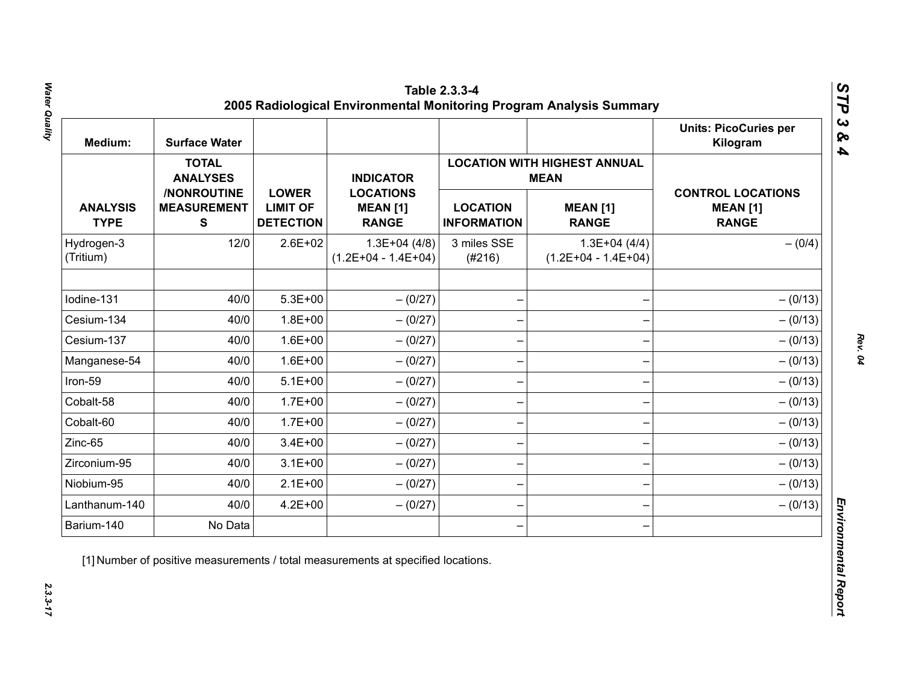**Table 2.3.3-4**
**2005 Radiological Environmental Monitoring Program Analysis Summary**

| Medium: | Surface Water | | | | | Units: PicoCuries per Kilogram |
|---|---|---|---|---|---|---|
| | | | | LOCATION WITH HIGHEST ANNUAL MEAN | | |
| ANALYSIS TYPE | TOTAL ANALYSES /NONROUTINE MEASUREMENTS | LOWER LIMIT OF DETECTION | INDICATOR LOCATIONS MEAN [1] RANGE | LOCATION INFORMATION | MEAN [1] RANGE | CONTROL LOCATIONS MEAN [1] RANGE |
| Hydrogen-3 (Tritium) | 12/0 | 2.6E+02 | 1.3E+04 (4/8) (1.2E+04 - 1.4E+04) | 3 miles SSE (#216) | 1.3E+04 (4/4) (1.2E+04 - 1.4E+04) | – (0/4) |
| | | | | | | |
| Iodine-131 | 40/0 | 5.3E+00 | – (0/27) | – | – | – (0/13) |
| Cesium-134 | 40/0 | 1.8E+00 | – (0/27) | – | – | – (0/13) |
| Cesium-137 | 40/0 | 1.6E+00 | – (0/27) | – | – | – (0/13) |
| Manganese-54 | 40/0 | 1.6E+00 | – (0/27) | – | – | – (0/13) |
| Iron-59 | 40/0 | 5.1E+00 | – (0/27) | – | – | – (0/13) |
| Cobalt-58 | 40/0 | 1.7E+00 | – (0/27) | – | – | – (0/13) |
| Cobalt-60 | 40/0 | 1.7E+00 | – (0/27) | – | – | – (0/13) |
| Zinc-65 | 40/0 | 3.4E+00 | – (0/27) | – | – | – (0/13) |
| Zirconium-95 | 40/0 | 3.1E+00 | – (0/27) | – | – | – (0/13) |
| Niobium-95 | 40/0 | 2.1E+00 | – (0/27) | – | – | – (0/13) |
| Lanthanum-140 | 40/0 | 4.2E+00 | – (0/27) | – | – | – (0/13) |
| Barium-140 | No Data | | | – | – | |

[1] Number of positive measurements / total measurements at specified locations.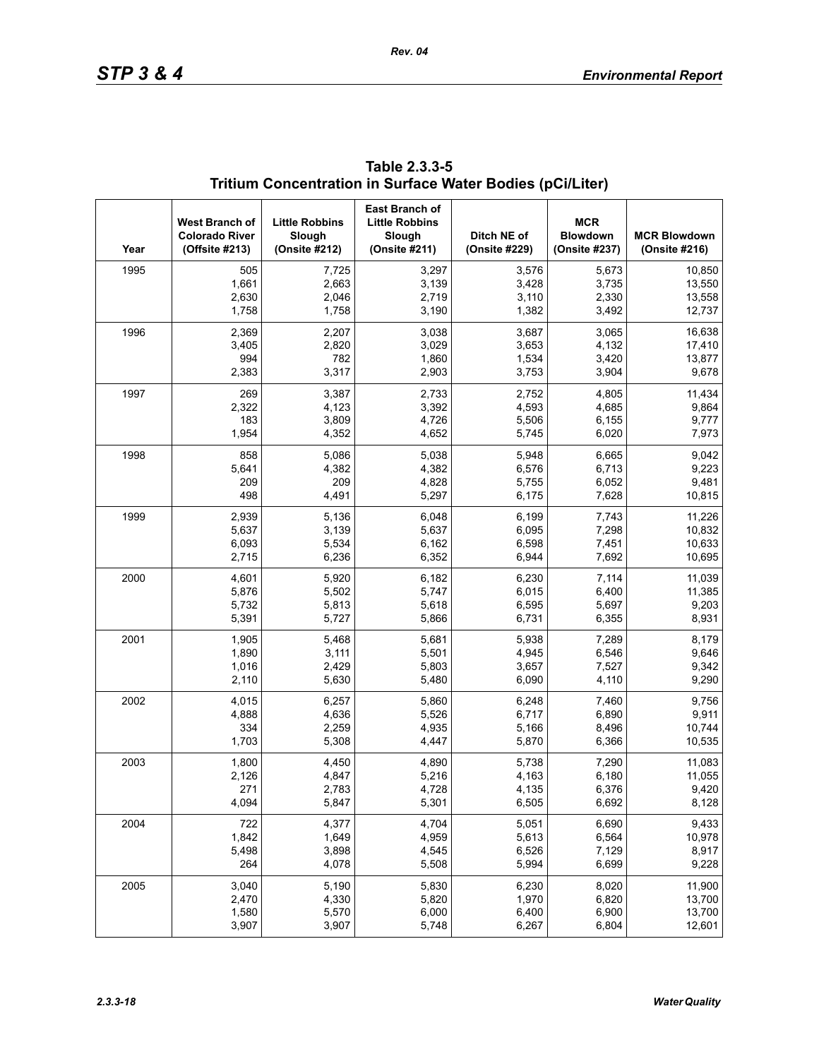**Table 2.3.3-5**
**Tritium Concentration in Surface Water Bodies (pCi/Liter)**

| Year | West Branch of Colorado River (Offsite #213) | Little Robbins Slough (Onsite #212) | East Branch of Little Robbins Slough (Onsite #211) | Ditch NE of (Onsite #229) | MCR Blowdown (Onsite #237) | MCR Blowdown (Onsite #216) |
|---|---|---|---|---|---|---|
| 1995 | 505 | 7,725 | 3,297 | 3,576 | 5,673 | 10,850 |
| | 1,661 | 2,663 | 3,139 | 3,428 | 3,735 | 13,550 |
| | 2,630 | 2,046 | 2,719 | 3,110 | 2,330 | 13,558 |
| | 1,758 | 1,758 | 3,190 | 1,382 | 3,492 | 12,737 |
| 1996 | 2,369 | 2,207 | 3,038 | 3,687 | 3,065 | 16,638 |
| | 3,405 | 2,820 | 3,029 | 3,653 | 4,132 | 17,410 |
| | 994 | 782 | 1,860 | 1,534 | 3,420 | 13,877 |
| | 2,383 | 3,317 | 2,903 | 3,753 | 3,904 | 9,678 |
| 1997 | 269 | 3,387 | 2,733 | 2,752 | 4,805 | 11,434 |
| | 2,322 | 4,123 | 3,392 | 4,593 | 4,685 | 9,864 |
| | 183 | 3,809 | 4,726 | 5,506 | 6,155 | 9,777 |
| | 1,954 | 4,352 | 4,652 | 5,745 | 6,020 | 7,973 |
| 1998 | 858 | 5,086 | 5,038 | 5,948 | 6,665 | 9,042 |
| | 5,641 | 4,382 | 4,382 | 6,576 | 6,713 | 9,223 |
| | 209 | 209 | 4,828 | 5,755 | 6,052 | 9,481 |
| | 498 | 4,491 | 5,297 | 6,175 | 7,628 | 10,815 |
| 1999 | 2,939 | 5,136 | 6,048 | 6,199 | 7,743 | 11,226 |
| | 5,637 | 3,139 | 5,637 | 6,095 | 7,298 | 10,832 |
| | 6,093 | 5,534 | 6,162 | 6,598 | 7,451 | 10,633 |
| | 2,715 | 6,236 | 6,352 | 6,944 | 7,692 | 10,695 |
| 2000 | 4,601 | 5,920 | 6,182 | 6,230 | 7,114 | 11,039 |
| | 5,876 | 5,502 | 5,747 | 6,015 | 6,400 | 11,385 |
| | 5,732 | 5,813 | 5,618 | 6,595 | 5,697 | 9,203 |
| | 5,391 | 5,727 | 5,866 | 6,731 | 6,355 | 8,931 |
| 2001 | 1,905 | 5,468 | 5,681 | 5,938 | 7,289 | 8,179 |
| | 1,890 | 3,111 | 5,501 | 4,945 | 6,546 | 9,646 |
| | 1,016 | 2,429 | 5,803 | 3,657 | 7,527 | 9,342 |
| | 2,110 | 5,630 | 5,480 | 6,090 | 4,110 | 9,290 |
| 2002 | 4,015 | 6,257 | 5,860 | 6,248 | 7,460 | 9,756 |
| | 4,888 | 4,636 | 5,526 | 6,717 | 6,890 | 9,911 |
| | 334 | 2,259 | 4,935 | 5,166 | 8,496 | 10,744 |
| | 1,703 | 5,308 | 4,447 | 5,870 | 6,366 | 10,535 |
| 2003 | 1,800 | 4,450 | 4,890 | 5,738 | 7,290 | 11,083 |
| | 2,126 | 4,847 | 5,216 | 4,163 | 6,180 | 11,055 |
| | 271 | 2,783 | 4,728 | 4,135 | 6,376 | 9,420 |
| | 4,094 | 5,847 | 5,301 | 6,505 | 6,692 | 8,128 |
| 2004 | 722 | 4,377 | 4,704 | 5,051 | 6,690 | 9,433 |
| | 1,842 | 1,649 | 4,959 | 5,613 | 6,564 | 10,978 |
| | 5,498 | 3,898 | 4,545 | 6,526 | 7,129 | 8,917 |
| | 264 | 4,078 | 5,508 | 5,994 | 6,699 | 9,228 |
| 2005 | 3,040 | 5,190 | 5,830 | 6,230 | 8,020 | 11,900 |
| | 2,470 | 4,330 | 5,820 | 1,970 | 6,820 | 13,700 |
| | 1,580 | 5,570 | 6,000 | 6,400 | 6,900 | 13,700 |
| | 3,907 | 3,907 | 5,748 | 6,267 | 6,804 | 12,601 |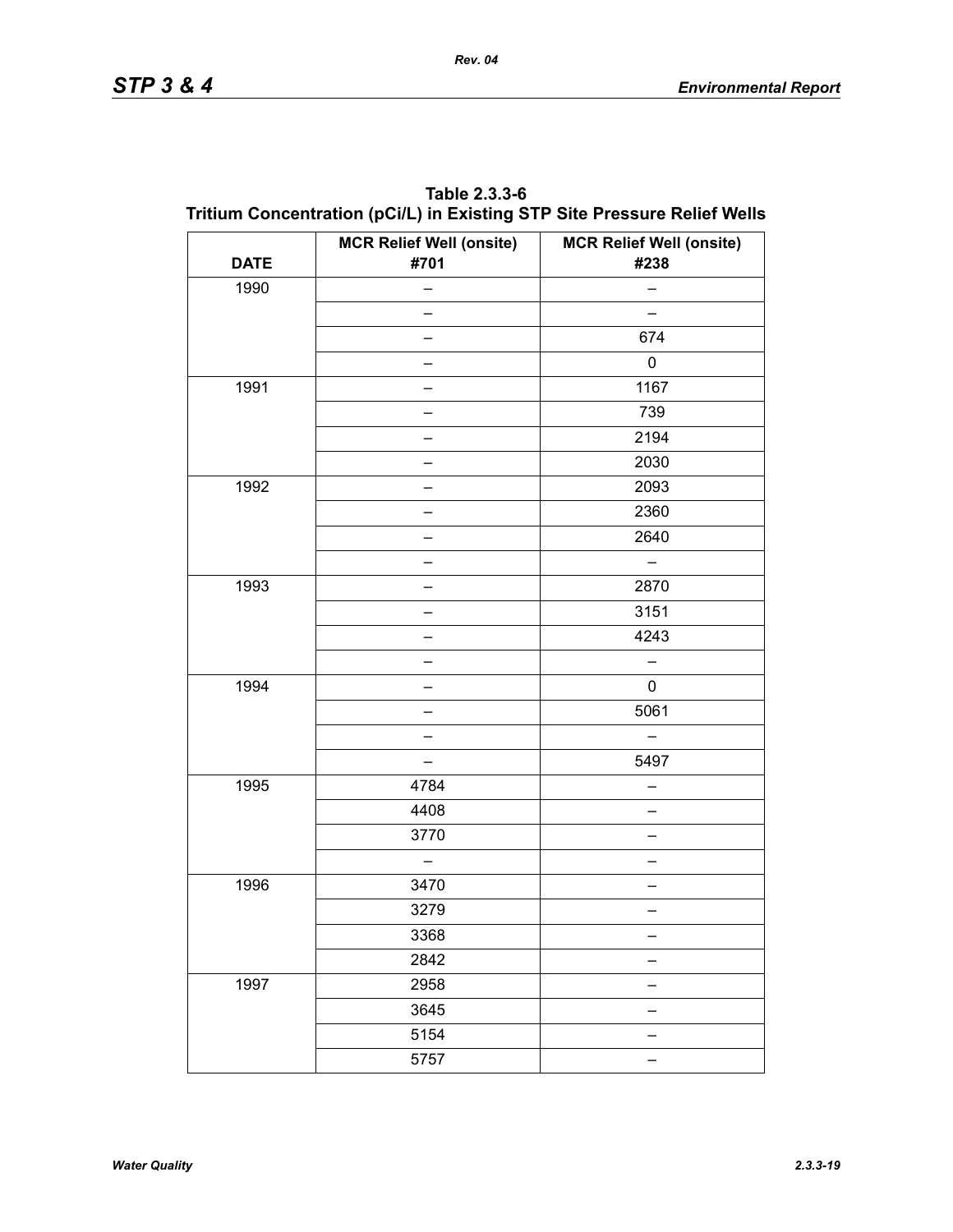**Table 2.3.3-6**
**Tritium Concentration (pCi/L) in Existing STP Site Pressure Relief Wells**

| DATE | MCR Relief Well (onsite) #701 | MCR Relief Well (onsite) #238 |
|---|---|---|
| 1990 | – | – |
| | – | – |
| | – | 674 |
| | – | 0 |
| 1991 | – | 1167 |
| | – | 739 |
| | – | 2194 |
| | – | 2030 |
| 1992 | – | 2093 |
| | – | 2360 |
| | – | 2640 |
| | – | – |
| 1993 | – | 2870 |
| | – | 3151 |
| | – | 4243 |
| | – | – |
| 1994 | – | 0 |
| | – | 5061 |
| | – | – |
| | – | 5497 |
| 1995 | 4784 | – |
| | 4408 | – |
| | 3770 | – |
| | – | – |
| 1996 | 3470 | – |
| | 3279 | – |
| | 3368 | – |
| | 2842 | – |
| 1997 | 2958 | – |
| | 3645 | – |
| | 5154 | – |
| | 5757 | – |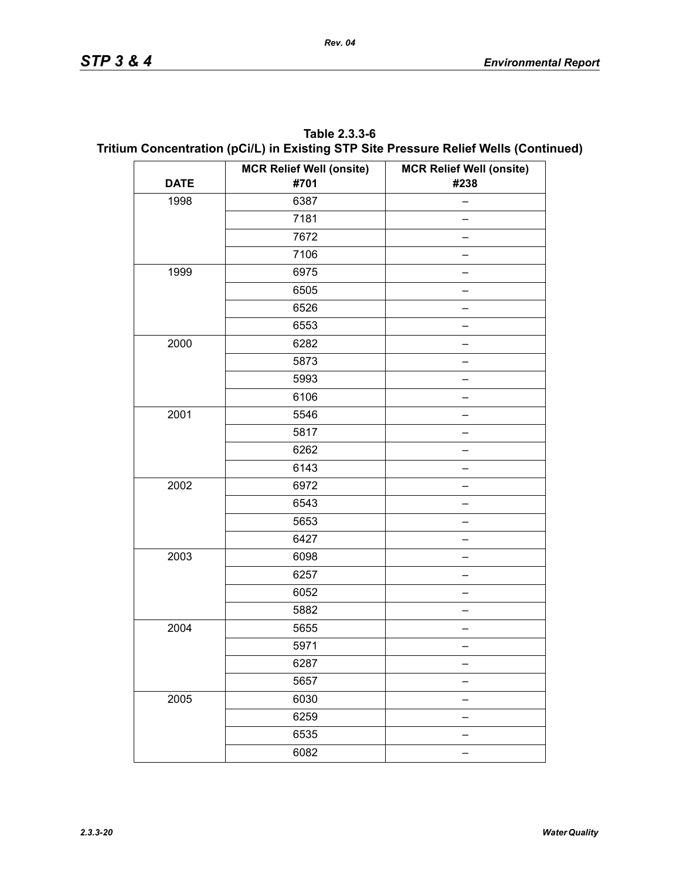**Table 2.3.3-6**
**Tritium Concentration (pCi/L) in Existing STP Site Pressure Relief Wells (Continued)**

| DATE | MCR Relief Well (onsite) #701 | MCR Relief Well (onsite) #238 |
|---|---|---|
| 1998 | 6387 | – |
| | 7181 | – |
| | 7672 | – |
| | 7106 | – |
| 1999 | 6975 | – |
| | 6505 | – |
| | 6526 | – |
| | 6553 | – |
| 2000 | 6282 | – |
| | 5873 | – |
| | 5993 | – |
| | 6106 | – |
| 2001 | 5546 | – |
| | 5817 | – |
| | 6262 | – |
| | 6143 | – |
| 2002 | 6972 | – |
| | 6543 | – |
| | 5653 | – |
| | 6427 | – |
| 2003 | 6098 | – |
| | 6257 | – |
| | 6052 | – |
| | 5882 | – |
| 2004 | 5655 | – |
| | 5971 | – |
| | 6287 | – |
| | 5657 | – |
| 2005 | 6030 | – |
| | 6259 | – |
| | 6535 | – |
| | 6082 | – |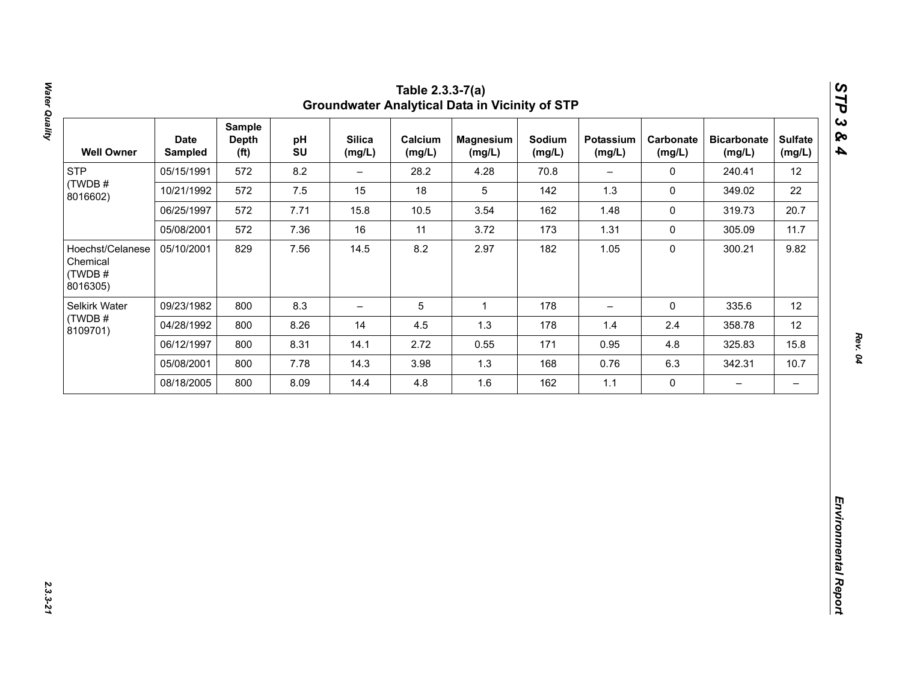# Table 2.3.3-7(a)
## Groundwater Analytical Data in Vicinity of STP

| Well Owner | Date Sampled | Sample Depth (ft) | pH SU | Silica (mg/L) | Calcium (mg/L) | Magnesium (mg/L) | Sodium (mg/L) | Potassium (mg/L) | Carbonate (mg/L) | Bicarbonate (mg/L) | Sulfate (mg/L) |
|---|---|---|---|---|---|---|---|---|---|---|---|
| STP (TWDB # 8016602) | 05/15/1991 | 572 | 8.2 | – | 28.2 | 4.28 | 70.8 | – | 0 | 240.41 | 12 |
| | 10/21/1992 | 572 | 7.5 | 15 | 18 | 5 | 142 | 1.3 | 0 | 349.02 | 22 |
| | 06/25/1997 | 572 | 7.71 | 15.8 | 10.5 | 3.54 | 162 | 1.48 | 0 | 319.73 | 20.7 |
| | 05/08/2001 | 572 | 7.36 | 16 | 11 | 3.72 | 173 | 1.31 | 0 | 305.09 | 11.7 |
| Hoechst/Celanese Chemical (TWDB # 8016305) | 05/10/2001 | 829 | 7.56 | 14.5 | 8.2 | 2.97 | 182 | 1.05 | 0 | 300.21 | 9.82 |
| Selkirk Water (TWDB # 8109701) | 09/23/1982 | 800 | 8.3 | – | 5 | 1 | 178 | – | 0 | 335.6 | 12 |
| | 04/28/1992 | 800 | 8.26 | 14 | 4.5 | 1.3 | 178 | 1.4 | 2.4 | 358.78 | 12 |
| | 06/12/1997 | 800 | 8.31 | 14.1 | 2.72 | 0.55 | 171 | 0.95 | 4.8 | 325.83 | 15.8 |
| | 05/08/2001 | 800 | 7.78 | 14.3 | 3.98 | 1.3 | 168 | 0.76 | 6.3 | 342.31 | 10.7 |
| | 08/18/2005 | 800 | 8.09 | 14.4 | 4.8 | 1.6 | 162 | 1.1 | 0 | – | – |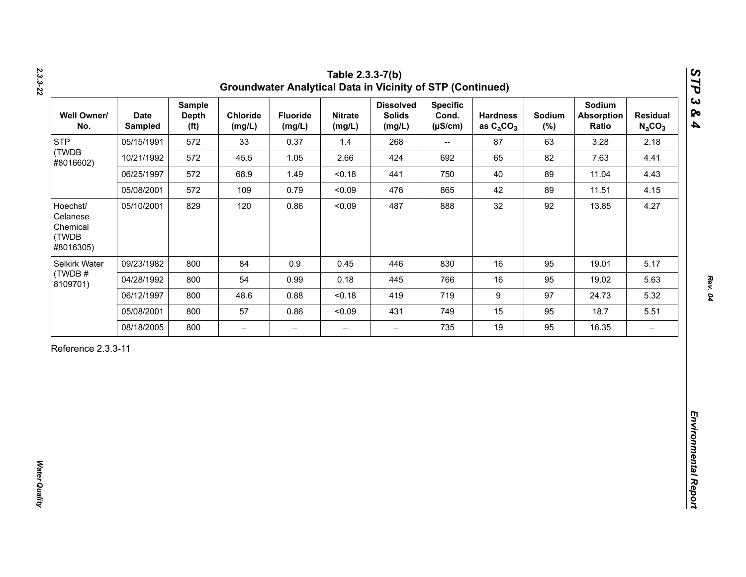## Table 2.3.3-7(b)
## Groundwater Analytical Data in Vicinity of STP (Continued)

| Well Owner/ No. | Date Sampled | Sample Depth (ft) | Chloride (mg/L) | Fluoride (mg/L) | Nitrate (mg/L) | Dissolved Solids (mg/L) | Specific Cond. (μS/cm) | Hardness as $C_aCO_3$ | Sodium (%) | Sodium Absorption Ratio | Residual $N_aCO_3$ |
|---|---|---|---|---|---|---|---|---|---|---|---|
| STP (TWDB #8016602) | 05/15/1991 | 572 | 33 | 0.37 | 1.4 | 268 | -- | 87 | 63 | 3.28 | 2.18 |
| | 10/21/1992 | 572 | 45.5 | 1.05 | 2.66 | 424 | 692 | 65 | 82 | 7.63 | 4.41 |
| | 06/25/1997 | 572 | 68.9 | 1.49 | <0.18 | 441 | 750 | 40 | 89 | 11.04 | 4.43 |
| | 05/08/2001 | 572 | 109 | 0.79 | <0.09 | 476 | 865 | 42 | 89 | 11.51 | 4.15 |
| Hoechst/ Celanese Chemical (TWDB #8016305) | 05/10/2001 | 829 | 120 | 0.86 | <0.09 | 487 | 888 | 32 | 92 | 13.85 | 4.27 |
| Selkirk Water (TWDB # 8109701) | 09/23/1982 | 800 | 84 | 0.9 | 0.45 | 446 | 830 | 16 | 95 | 19.01 | 5.17 |
| | 04/28/1992 | 800 | 54 | 0.99 | 0.18 | 445 | 766 | 16 | 95 | 19.02 | 5.63 |
| | 06/12/1997 | 800 | 48.6 | 0.88 | <0.18 | 419 | 719 | 9 | 97 | 24.73 | 5.32 |
| | 05/08/2001 | 800 | 57 | 0.86 | <0.09 | 431 | 749 | 15 | 95 | 18.7 | 5.51 |
| | 08/18/2005 | 800 | – | – | – | – | 735 | 19 | 95 | 16.35 | – |

Reference 2.3.3-11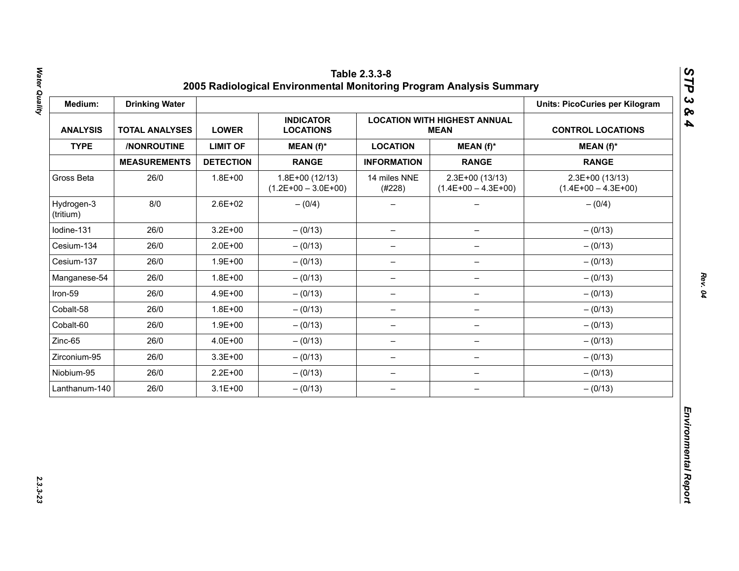**Table 2.3.3-8**
**2005 Radiological Environmental Monitoring Program Analysis Summary**

| Medium: | Drinking Water | | | | | Units: PicoCuries per Kilogram |
|---|---|---|---|---|---|---|
| ANALYSIS | TOTAL ANALYSES | LOWER | INDICATOR LOCATIONS | LOCATION WITH HIGHEST ANNUAL MEAN | | CONTROL LOCATIONS |
| TYPE | /NONROUTINE | LIMIT OF | MEAN (f)* | LOCATION | MEAN (f)* | MEAN (f)* |
| | MEASUREMENTS | DETECTION | RANGE | INFORMATION | RANGE | RANGE |
| Gross Beta | 26/0 | 1.8E+00 | 1.8E+00 (12/13) (1.2E+00 – 3.0E+00) | 14 miles NNE (#228) | 2.3E+00 (13/13) (1.4E+00 – 4.3E+00) | 2.3E+00 (13/13) (1.4E+00 – 4.3E+00) |
| Hydrogen-3 (tritium) | 8/0 | 2.6E+02 | – (0/4) | – | – | – (0/4) |
| Iodine-131 | 26/0 | 3.2E+00 | – (0/13) | – | – | – (0/13) |
| Cesium-134 | 26/0 | 2.0E+00 | – (0/13) | – | – | – (0/13) |
| Cesium-137 | 26/0 | 1.9E+00 | – (0/13) | – | – | – (0/13) |
| Manganese-54 | 26/0 | 1.8E+00 | – (0/13) | – | – | – (0/13) |
| Iron-59 | 26/0 | 4.9E+00 | – (0/13) | – | – | – (0/13) |
| Cobalt-58 | 26/0 | 1.8E+00 | – (0/13) | – | – | – (0/13) |
| Cobalt-60 | 26/0 | 1.9E+00 | – (0/13) | – | – | – (0/13) |
| Zinc-65 | 26/0 | 4.0E+00 | – (0/13) | – | – | – (0/13) |
| Zirconium-95 | 26/0 | 3.3E+00 | – (0/13) | – | – | – (0/13) |
| Niobium-95 | 26/0 | 2.2E+00 | – (0/13) | – | – | – (0/13) |
| Lanthanum-140 | 26/0 | 3.1E+00 | – (0/13) | – | – | – (0/13) |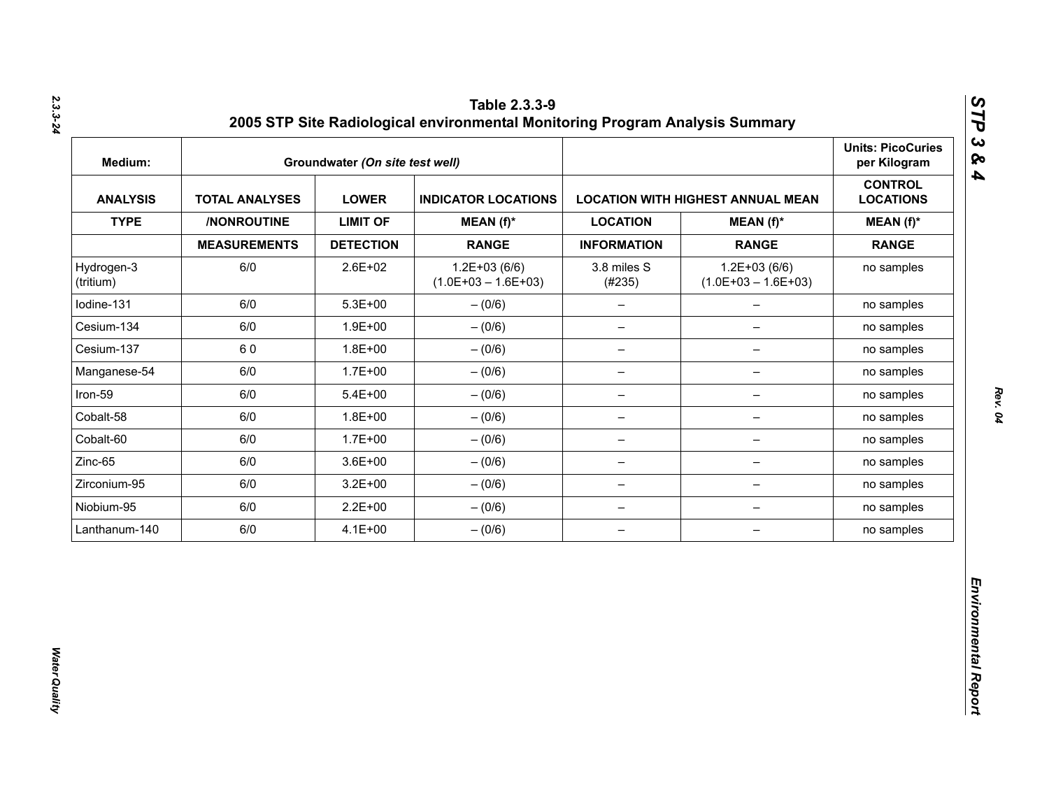# Table 2.3.3-9
## 2005 STP Site Radiological environmental Monitoring Program Analysis Summary

| Medium: | Groundwater *(On site test well)* | | | | | Units: PicoCuries per Kilogram |
|---|---|---|---|---|---|---|
| **ANALYSIS** | **TOTAL ANALYSES** | **LOWER** | **INDICATOR LOCATIONS** | **LOCATION WITH HIGHEST ANNUAL MEAN** | | **CONTROL LOCATIONS** |
| **TYPE** | **/NONROUTINE** | **LIMIT OF** | **MEAN (f)*** | **LOCATION** | **MEAN (f)*** | **MEAN (f)*** |
| | **MEASUREMENTS** | **DETECTION** | **RANGE** | **INFORMATION** | **RANGE** | **RANGE** |
| Hydrogen-3 (tritium) | 6/0 | 2.6E+02 | 1.2E+03 (6/6) (1.0E+03 – 1.6E+03) | 3.8 miles S (#235) | 1.2E+03 (6/6) (1.0E+03 – 1.6E+03) | no samples |
| Iodine-131 | 6/0 | 5.3E+00 | – (0/6) | – | – | no samples |
| Cesium-134 | 6/0 | 1.9E+00 | – (0/6) | – | – | no samples |
| Cesium-137 | 6 0 | 1.8E+00 | – (0/6) | – | – | no samples |
| Manganese-54 | 6/0 | 1.7E+00 | – (0/6) | – | – | no samples |
| Iron-59 | 6/0 | 5.4E+00 | – (0/6) | – | – | no samples |
| Cobalt-58 | 6/0 | 1.8E+00 | – (0/6) | – | – | no samples |
| Cobalt-60 | 6/0 | 1.7E+00 | – (0/6) | – | – | no samples |
| Zinc-65 | 6/0 | 3.6E+00 | – (0/6) | – | – | no samples |
| Zirconium-95 | 6/0 | 3.2E+00 | – (0/6) | – | – | no samples |
| Niobium-95 | 6/0 | 2.2E+00 | – (0/6) | – | – | no samples |
| Lanthanum-140 | 6/0 | 4.1E+00 | – (0/6) | – | – | no samples |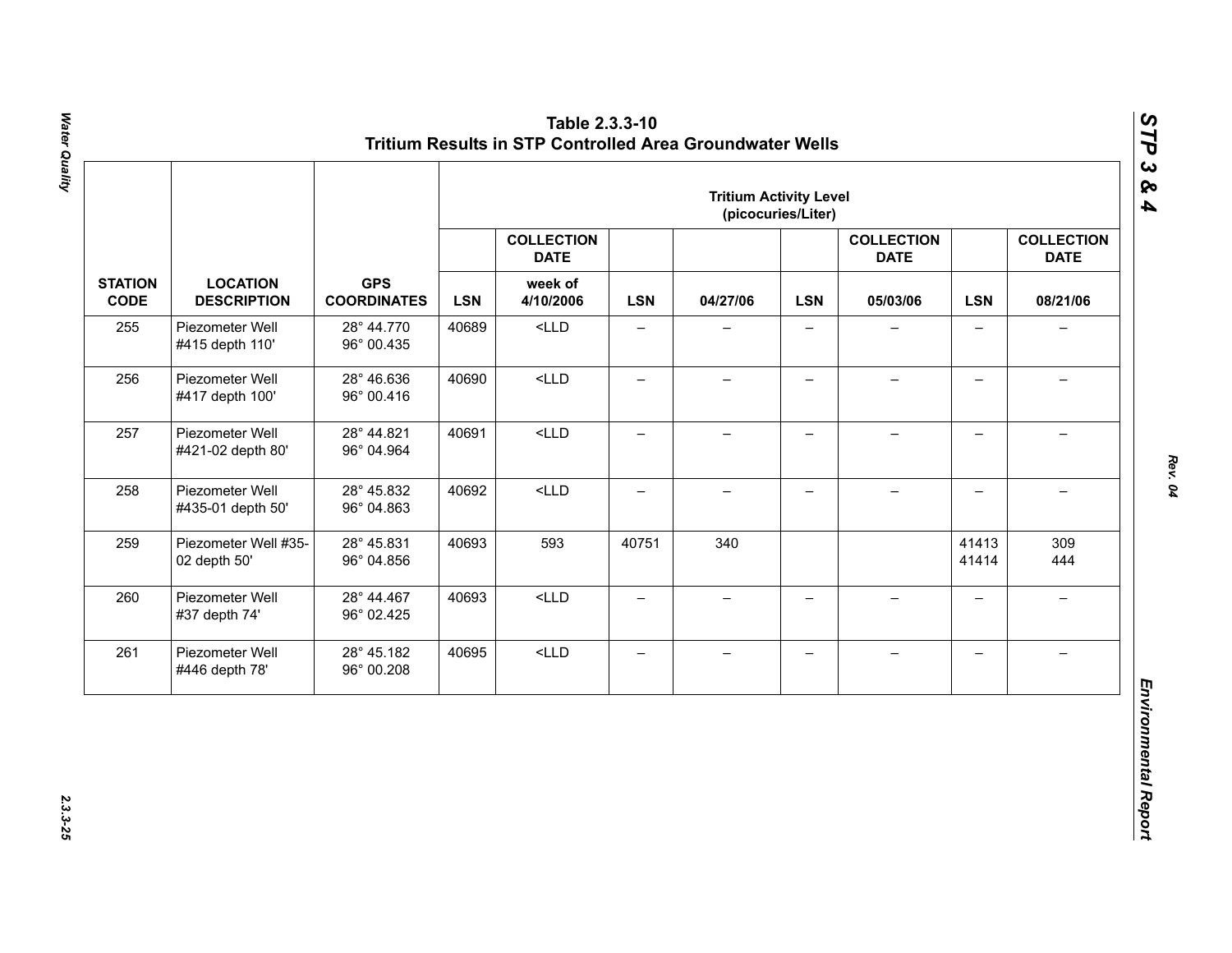# Table 2.3.3-10
## Tritium Results in STP Controlled Area Groundwater Wells

| | | | Tritium Activity Level (picocuries/Liter) | | | | | | | |
|---|---|---|---|---|---|---|---|---|---|---|
| | | | | COLLECTION DATE | | | | COLLECTION DATE | | COLLECTION DATE |
| STATION CODE | LOCATION DESCRIPTION | GPS COORDINATES | LSN | week of 4/10/2006 | LSN | 04/27/06 | LSN | 05/03/06 | LSN | 08/21/06 |
| 255 | Piezometer Well #415 depth 110' | 28° 44.770<br>96° 00.435 | 40689 | <LLD | – | – | – | – | – | – |
| 256 | Piezometer Well #417 depth 100' | 28° 46.636<br>96° 00.416 | 40690 | <LLD | – | – | – | – | – | – |
| 257 | Piezometer Well #421-02 depth 80' | 28° 44.821<br>96° 04.964 | 40691 | <LLD | – | – | – | – | – | – |
| 258 | Piezometer Well #435-01 depth 50' | 28° 45.832<br>96° 04.863 | 40692 | <LLD | – | – | – | – | – | – |
| 259 | Piezometer Well #35-02 depth 50' | 28° 45.831<br>96° 04.856 | 40693 | 593 | 40751 | 340 | | | 41413<br>41414 | 309<br>444 |
| 260 | Piezometer Well #37 depth 74' | 28° 44.467<br>96° 02.425 | 40693 | <LLD | – | – | – | – | – | – |
| 261 | Piezometer Well #446 depth 78' | 28° 45.182<br>96° 00.208 | 40695 | <LLD | – | – | – | – | – | – |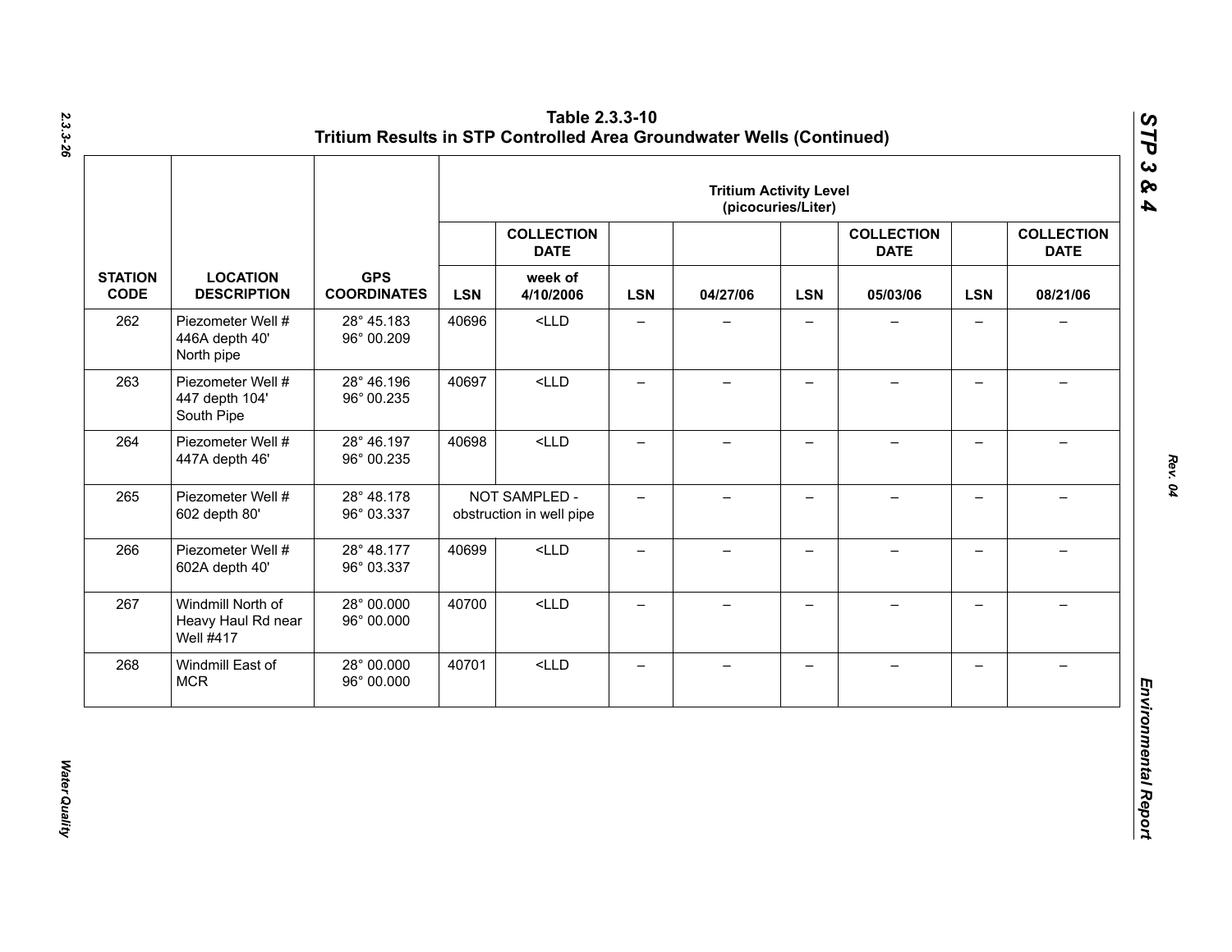# Table 2.3.3-10
## Tritium Results in STP Controlled Area Groundwater Wells (Continued)

| STATION CODE | LOCATION DESCRIPTION | GPS COORDINATES | Tritium Activity Level (picocuries/Liter) | | | | | | | |
|---|---|---|---|---|---|---|---|---|---|---|
| | | | | COLLECTION DATE | | | | COLLECTION DATE | | COLLECTION DATE |
| | | | LSN | week of 4/10/2006 | LSN | 04/27/06 | LSN | 05/03/06 | LSN | 08/21/06 |
| 262 | Piezometer Well # 446A depth 40' North pipe | 28° 45.183 96° 00.209 | 40696 | <LLD | – | – | – | – | – | – |
| 263 | Piezometer Well # 447 depth 104' South Pipe | 28° 46.196 96° 00.235 | 40697 | <LLD | – | – | – | – | – | – |
| 264 | Piezometer Well # 447A depth 46' | 28° 46.197 96° 00.235 | 40698 | <LLD | – | – | – | – | – | – |
| 265 | Piezometer Well # 602 depth 80' | 28° 48.178 96° 03.337 | NOT SAMPLED - obstruction in well pipe | | – | – | – | – | – | – |
| 266 | Piezometer Well # 602A depth 40' | 28° 48.177 96° 03.337 | 40699 | <LLD | – | – | – | – | – | – |
| 267 | Windmill North of Heavy Haul Rd near Well #417 | 28° 00.000 96° 00.000 | 40700 | <LLD | – | – | – | – | – | – |
| 268 | Windmill East of MCR | 28° 00.000 96° 00.000 | 40701 | <LLD | – | – | – | – | – | – |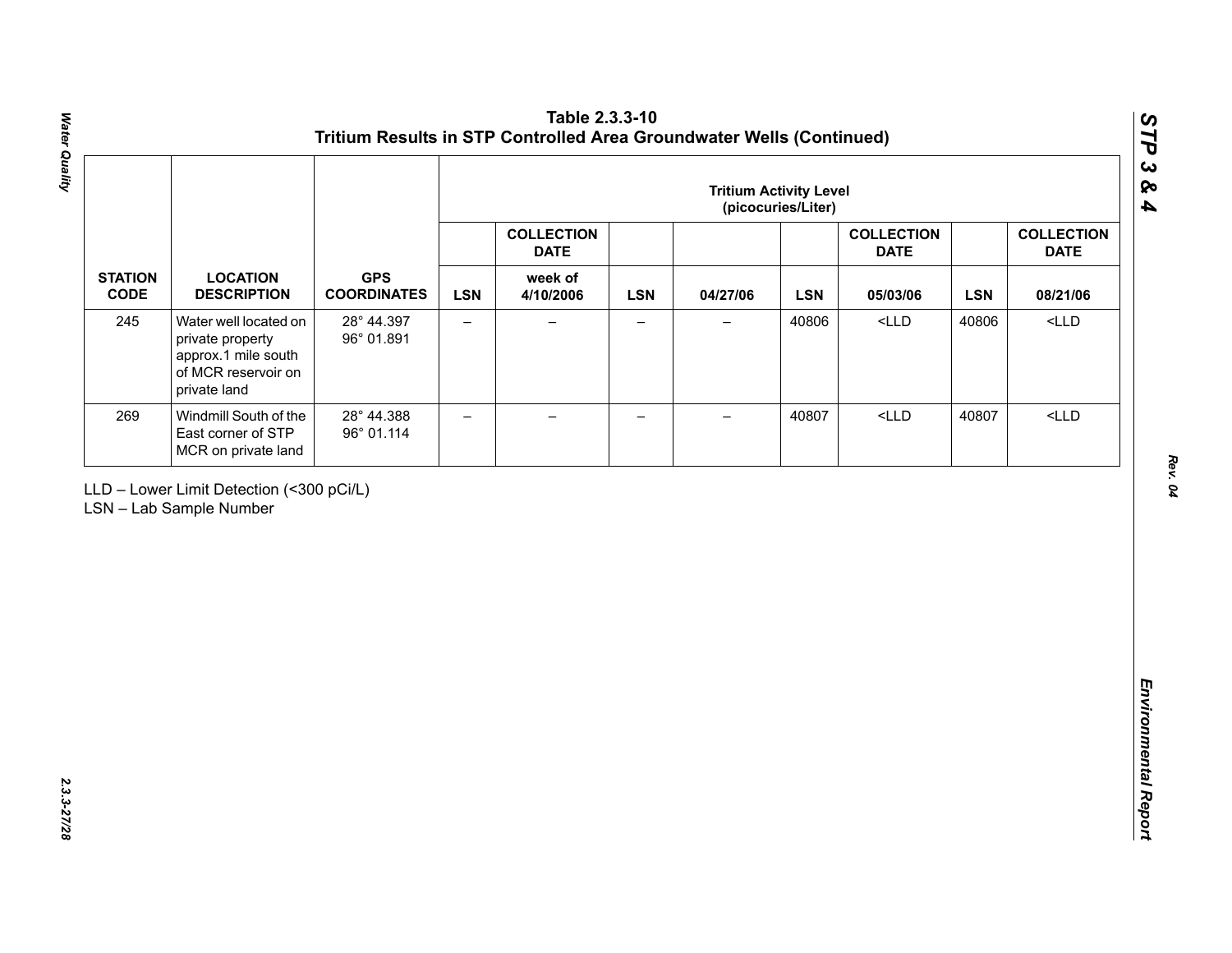# Table 2.3.3-10
## Tritium Results in STP Controlled Area Groundwater Wells (Continued)

| STATION CODE | LOCATION DESCRIPTION | GPS COORDINATES | Tritium Activity Level (picocuries/Liter) | | | | | | | |
|---|---|---|---|---|---|---|---|---|---|---|
| | | | | COLLECTION DATE | | | | COLLECTION DATE | | COLLECTION DATE |
| | | | LSN | week of 4/10/2006 | LSN | 04/27/06 | LSN | 05/03/06 | LSN | 08/21/06 |
| 245 | Water well located on private property approx.1 mile south of MCR reservoir on private land | 28° 44.397 96° 01.891 | – | – | – | – | 40806 | <LLD | 40806 | <LLD |
| 269 | Windmill South of the East corner of STP MCR on private land | 28° 44.388 96° 01.114 | – | – | – | – | 40807 | <LLD | 40807 | <LLD |

LLD – Lower Limit Detection (<300 pCi/L)
LSN – Lab Sample Number